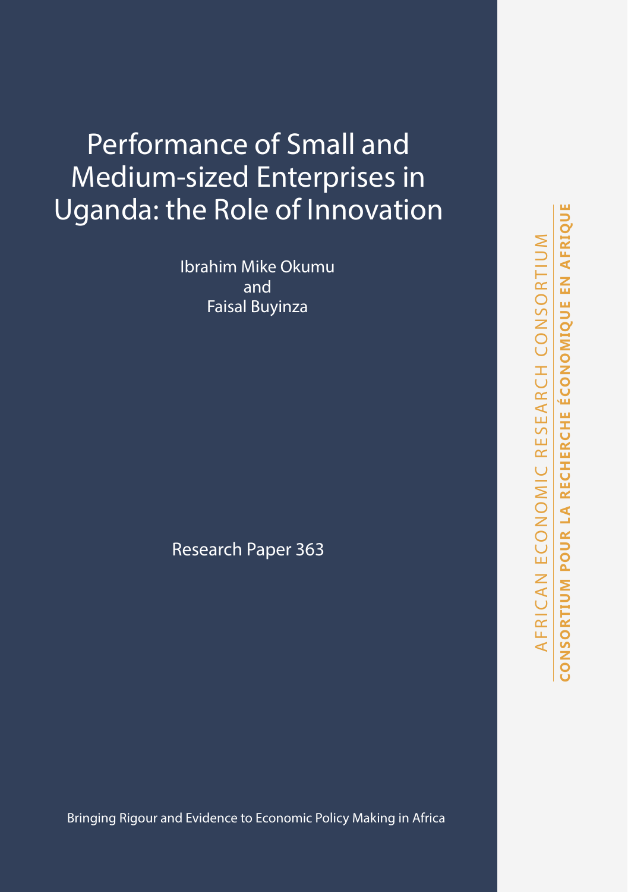# Performance of Small and Medium-sized Enterprises in Uganda: the Role of Innovation

Ibrahim Mike Okumu
and
Faisal Buyinza

Research Paper 363

AFRICAN ECONOMIC RESEARCH CONSORTIUM

CONSORTIUM POUR LA RECHERCHE ÉCONOMIQUE EN AFRIQUE

Bringing Rigour and Evidence to Economic Policy Making in Africa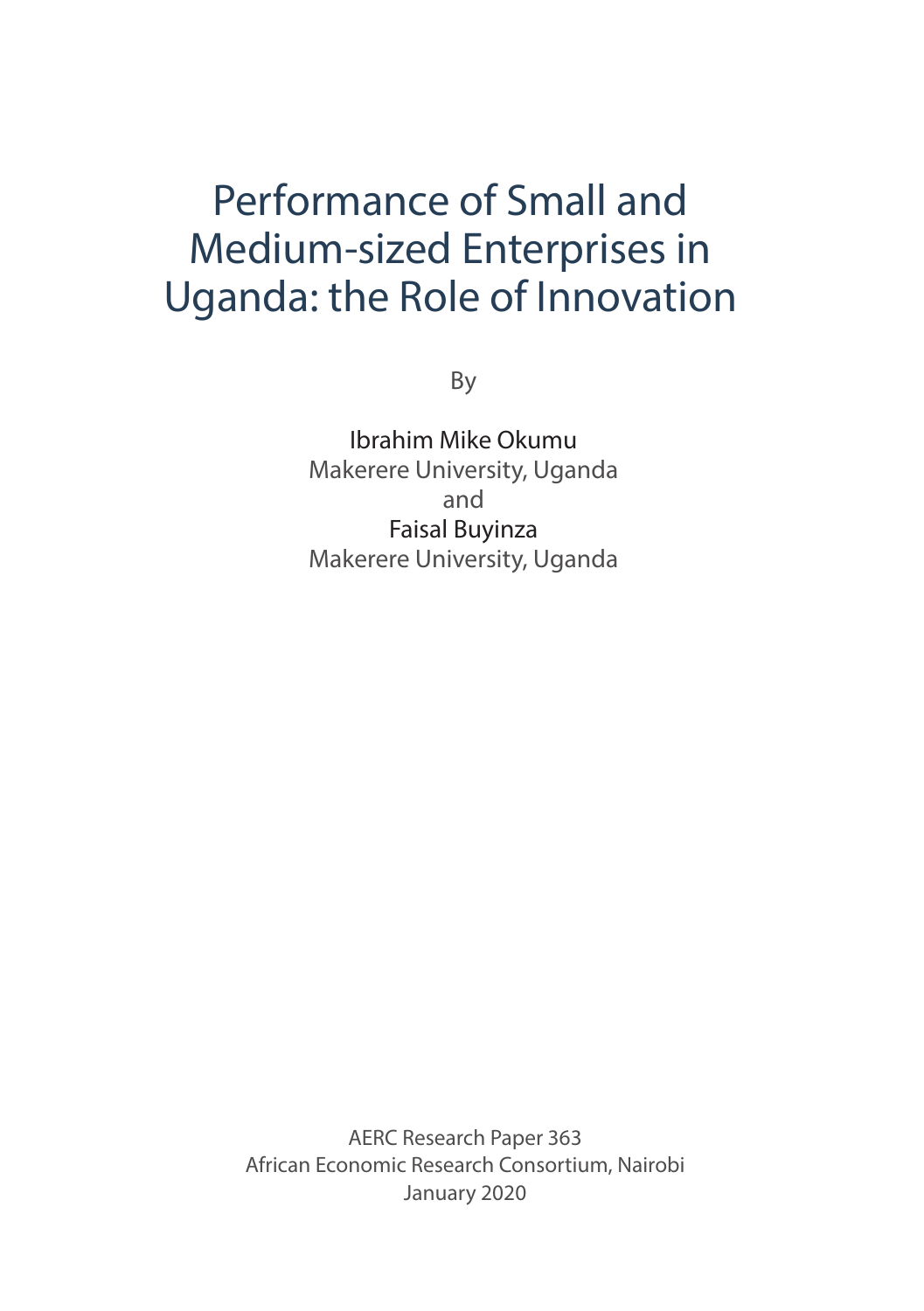# Performance of Small and Medium-sized Enterprises in Uganda: the Role of Innovation

By

Ibrahim Mike Okumu
Makerere University, Uganda
and
Faisal Buyinza
Makerere University, Uganda

AERC Research Paper 363
African Economic Research Consortium, Nairobi
January 2020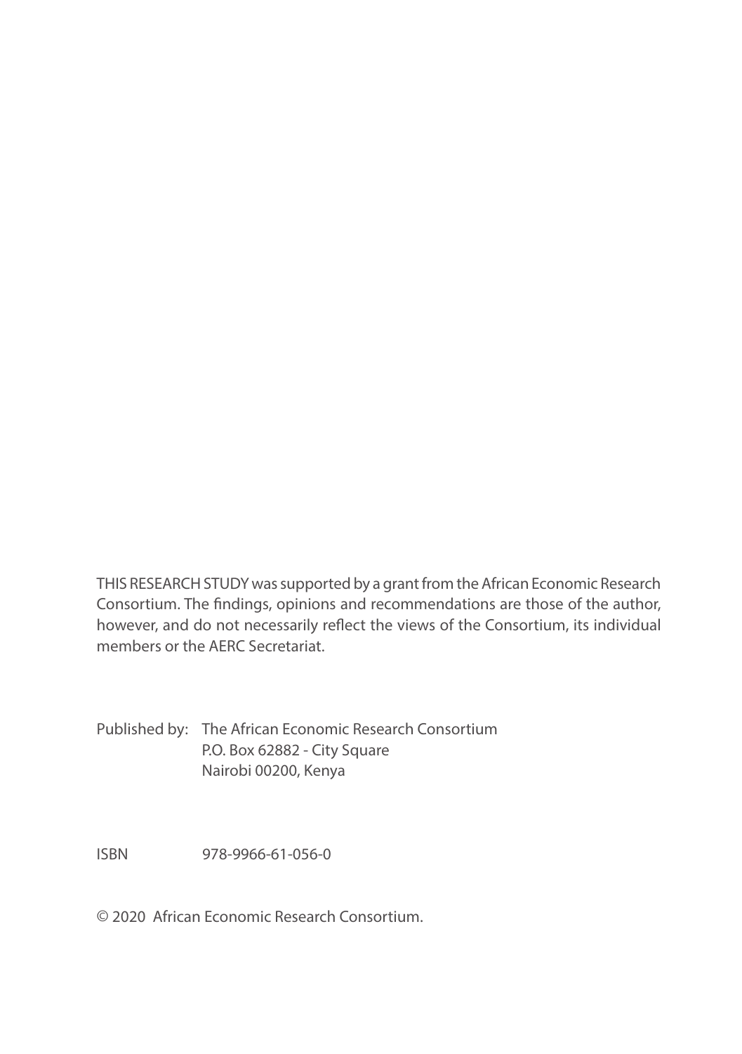THIS RESEARCH STUDY was supported by a grant from the African Economic Research Consortium. The findings, opinions and recommendations are those of the author, however, and do not necessarily reflect the views of the Consortium, its individual members or the AERC Secretariat.

Published by: The African Economic Research Consortium
P.O. Box 62882 - City Square
Nairobi 00200, Kenya

ISBN 978-9966-61-056-0

© 2020 African Economic Research Consortium.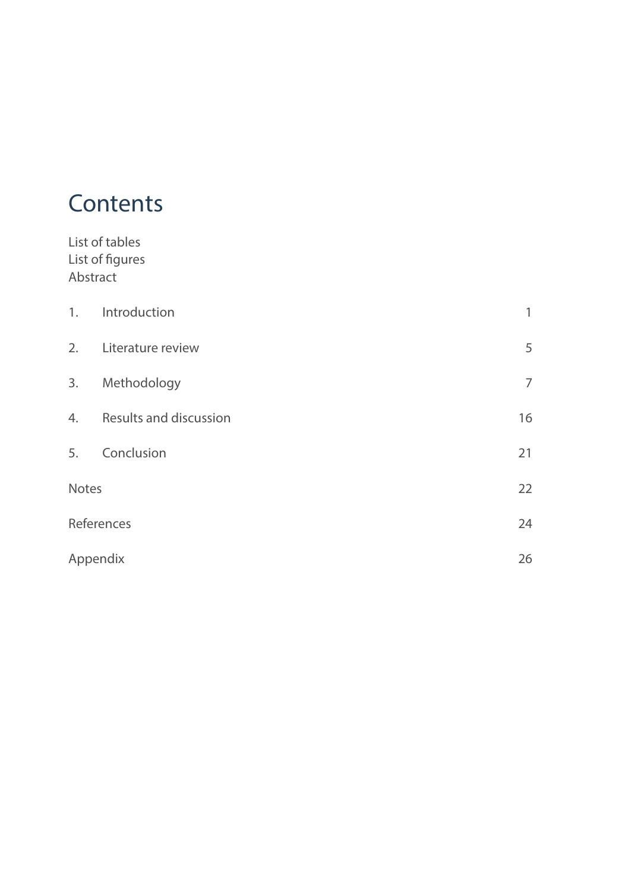# Contents

List of tables
List of figures
Abstract

| | | |
|---|---|---|
| 1. | Introduction | 1 |
| 2. | Literature review | 5 |
| 3. | Methodology | 7 |
| 4. | Results and discussion | 16 |
| 5. | Conclusion | 21 |
| Notes | | 22 |
| References | | 24 |
| Appendix | | 26 |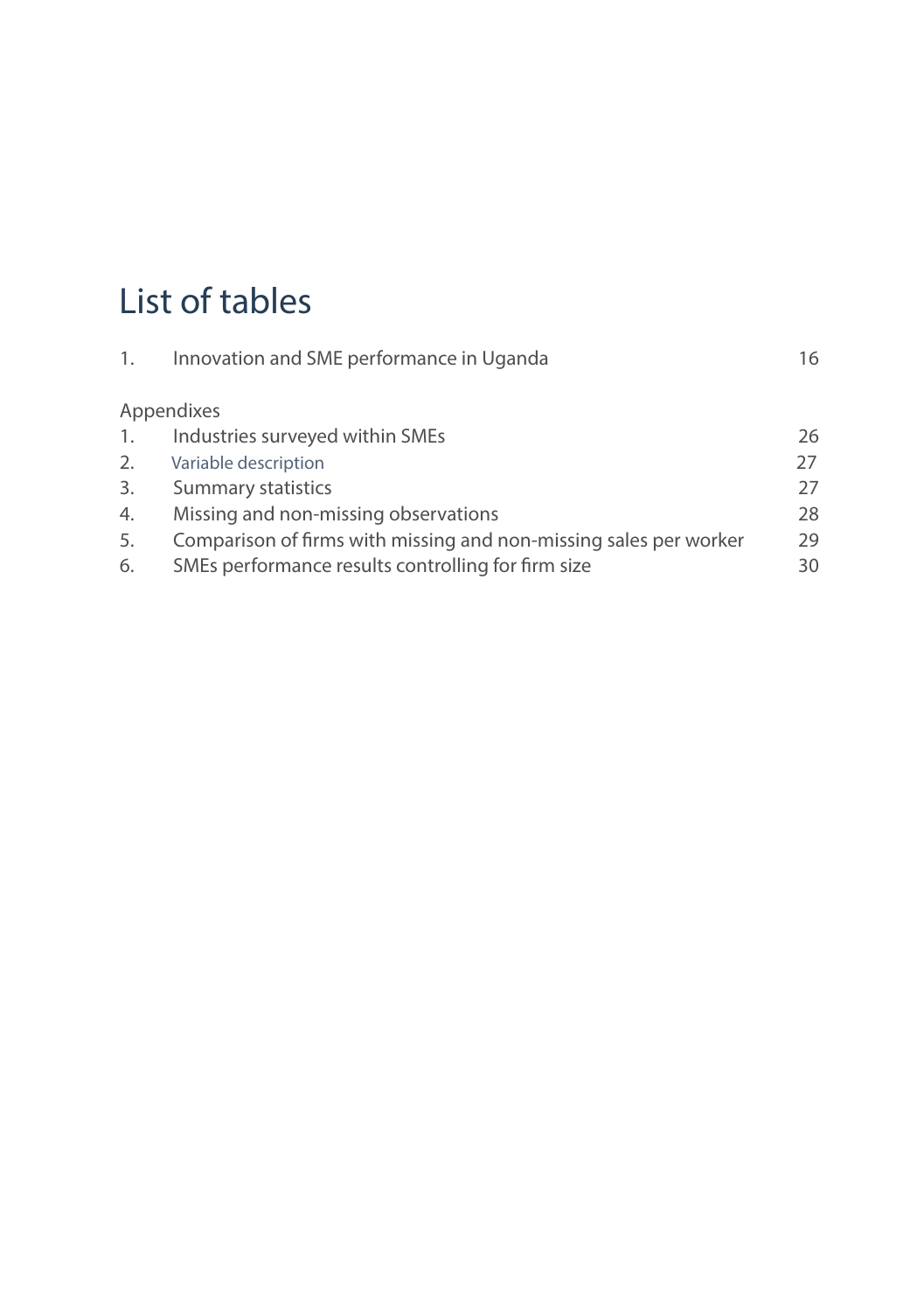# List of tables

| | | |
|---|---|---|
| 1. | Innovation and SME performance in Uganda | 16 |

Appendixes

| | | |
|---|---|---|
| 1. | Industries surveyed within SMEs | 26 |
| 2. | Variable description | 27 |
| 3. | Summary statistics | 27 |
| 4. | Missing and non-missing observations | 28 |
| 5. | Comparison of firms with missing and non-missing sales per worker | 29 |
| 6. | SMEs performance results controlling for firm size | 30 |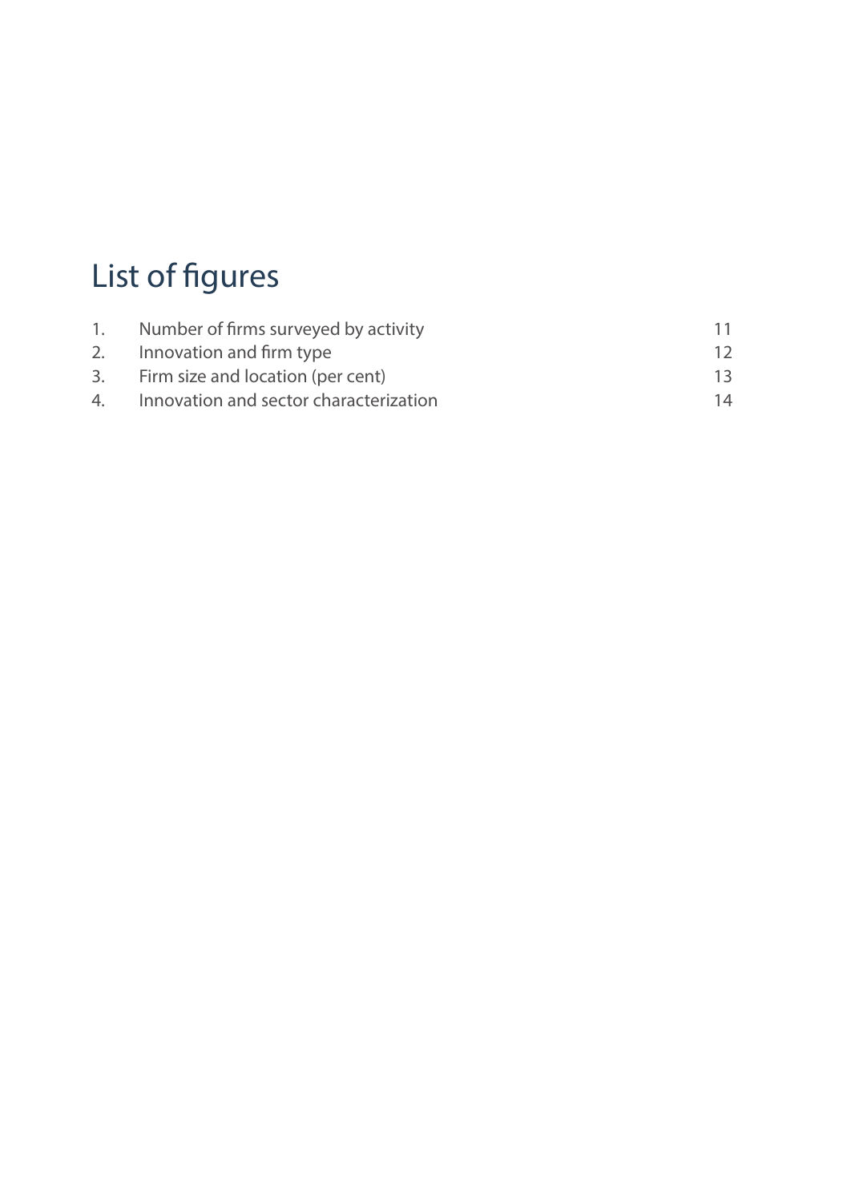# List of figures

| | | |
|---|---|---|
| 1. | Number of firms surveyed by activity | 11 |
| 2. | Innovation and firm type | 12 |
| 3. | Firm size and location (per cent) | 13 |
| 4. | Innovation and sector characterization | 14 |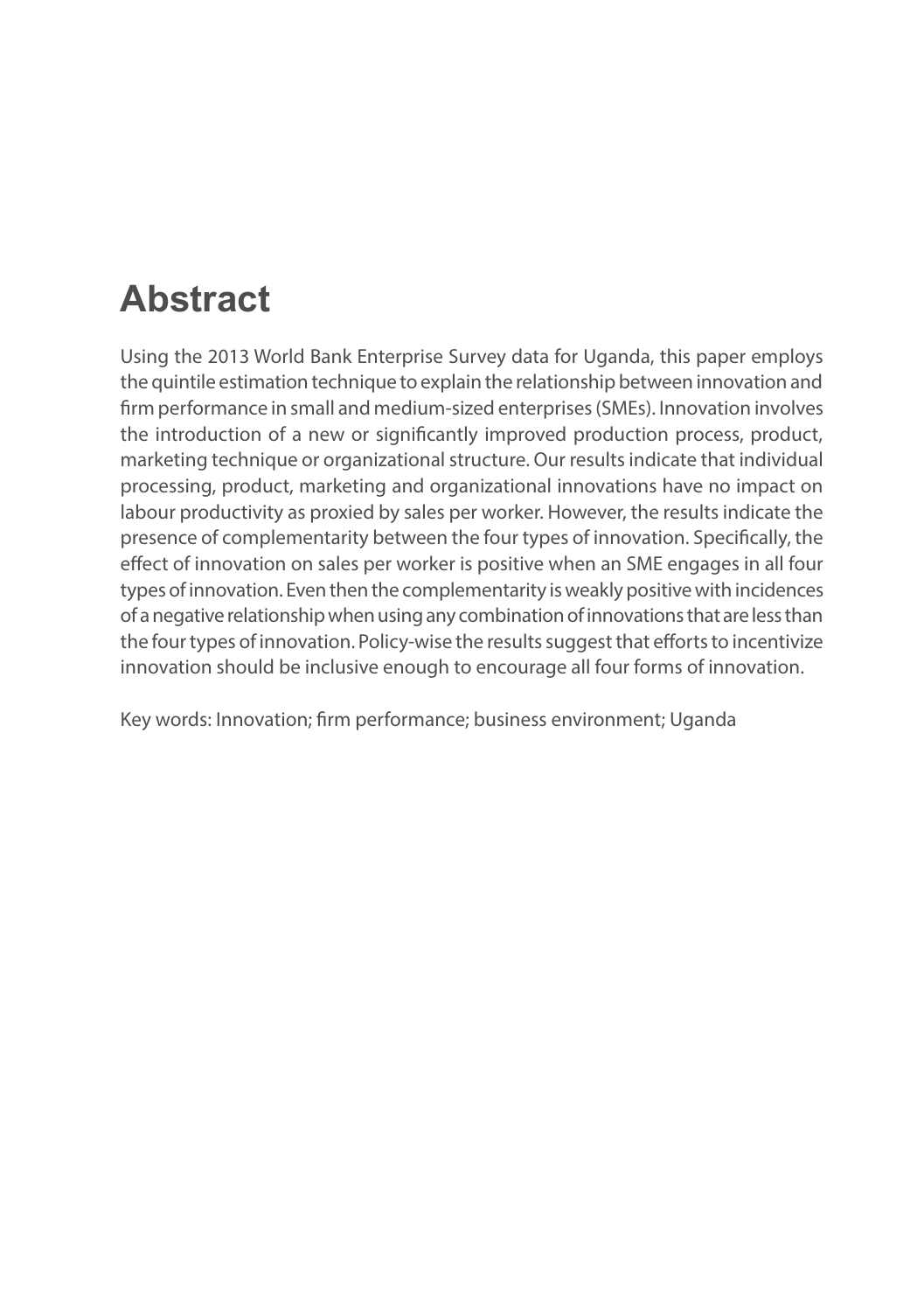# Abstract

Using the 2013 World Bank Enterprise Survey data for Uganda, this paper employs the quintile estimation technique to explain the relationship between innovation and firm performance in small and medium-sized enterprises (SMEs). Innovation involves the introduction of a new or significantly improved production process, product, marketing technique or organizational structure. Our results indicate that individual processing, product, marketing and organizational innovations have no impact on labour productivity as proxied by sales per worker. However, the results indicate the presence of complementarity between the four types of innovation. Specifically, the effect of innovation on sales per worker is positive when an SME engages in all four types of innovation. Even then the complementarity is weakly positive with incidences of a negative relationship when using any combination of innovations that are less than the four types of innovation. Policy-wise the results suggest that efforts to incentivize innovation should be inclusive enough to encourage all four forms of innovation.

Key words: Innovation; firm performance; business environment; Uganda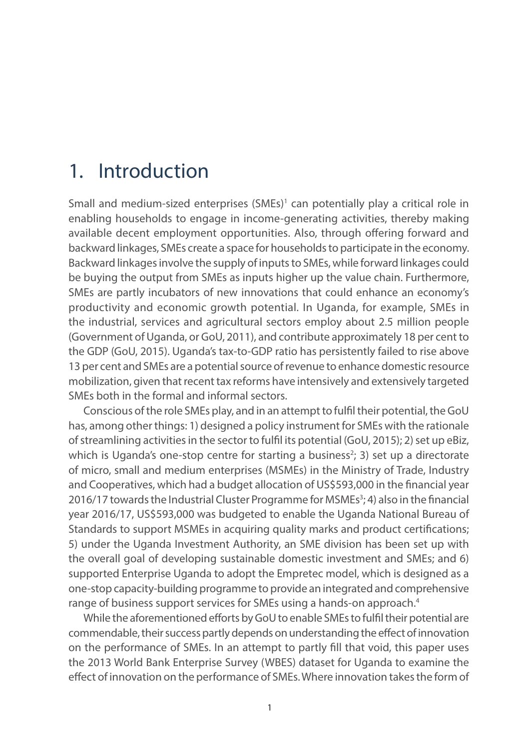# 1. Introduction

Small and medium-sized enterprises (SMEs)[1] can potentially play a critical role in enabling households to engage in income-generating activities, thereby making available decent employment opportunities. Also, through offering forward and backward linkages, SMEs create a space for households to participate in the economy. Backward linkages involve the supply of inputs to SMEs, while forward linkages could be buying the output from SMEs as inputs higher up the value chain. Furthermore, SMEs are partly incubators of new innovations that could enhance an economy's productivity and economic growth potential. In Uganda, for example, SMEs in the industrial, services and agricultural sectors employ about 2.5 million people (Government of Uganda, or GoU, 2011), and contribute approximately 18 per cent to the GDP (GoU, 2015). Uganda's tax-to-GDP ratio has persistently failed to rise above 13 per cent and SMEs are a potential source of revenue to enhance domestic resource mobilization, given that recent tax reforms have intensively and extensively targeted SMEs both in the formal and informal sectors.

Conscious of the role SMEs play, and in an attempt to fulfil their potential, the GoU has, among other things: 1) designed a policy instrument for SMEs with the rationale of streamlining activities in the sector to fulfil its potential (GoU, 2015); 2) set up eBiz, which is Uganda's one-stop centre for starting a business[2]; 3) set up a directorate of micro, small and medium enterprises (MSMEs) in the Ministry of Trade, Industry and Cooperatives, which had a budget allocation of US$593,000 in the financial year 2016/17 towards the Industrial Cluster Programme for MSMEs[3]; 4) also in the financial year 2016/17, US$593,000 was budgeted to enable the Uganda National Bureau of Standards to support MSMEs in acquiring quality marks and product certifications; 5) under the Uganda Investment Authority, an SME division has been set up with the overall goal of developing sustainable domestic investment and SMEs; and 6) supported Enterprise Uganda to adopt the Empretec model, which is designed as a one-stop capacity-building programme to provide an integrated and comprehensive range of business support services for SMEs using a hands-on approach.[4]

While the aforementioned efforts by GoU to enable SMEs to fulfil their potential are commendable, their success partly depends on understanding the effect of innovation on the performance of SMEs. In an attempt to partly fill that void, this paper uses the 2013 World Bank Enterprise Survey (WBES) dataset for Uganda to examine the effect of innovation on the performance of SMEs. Where innovation takes the form of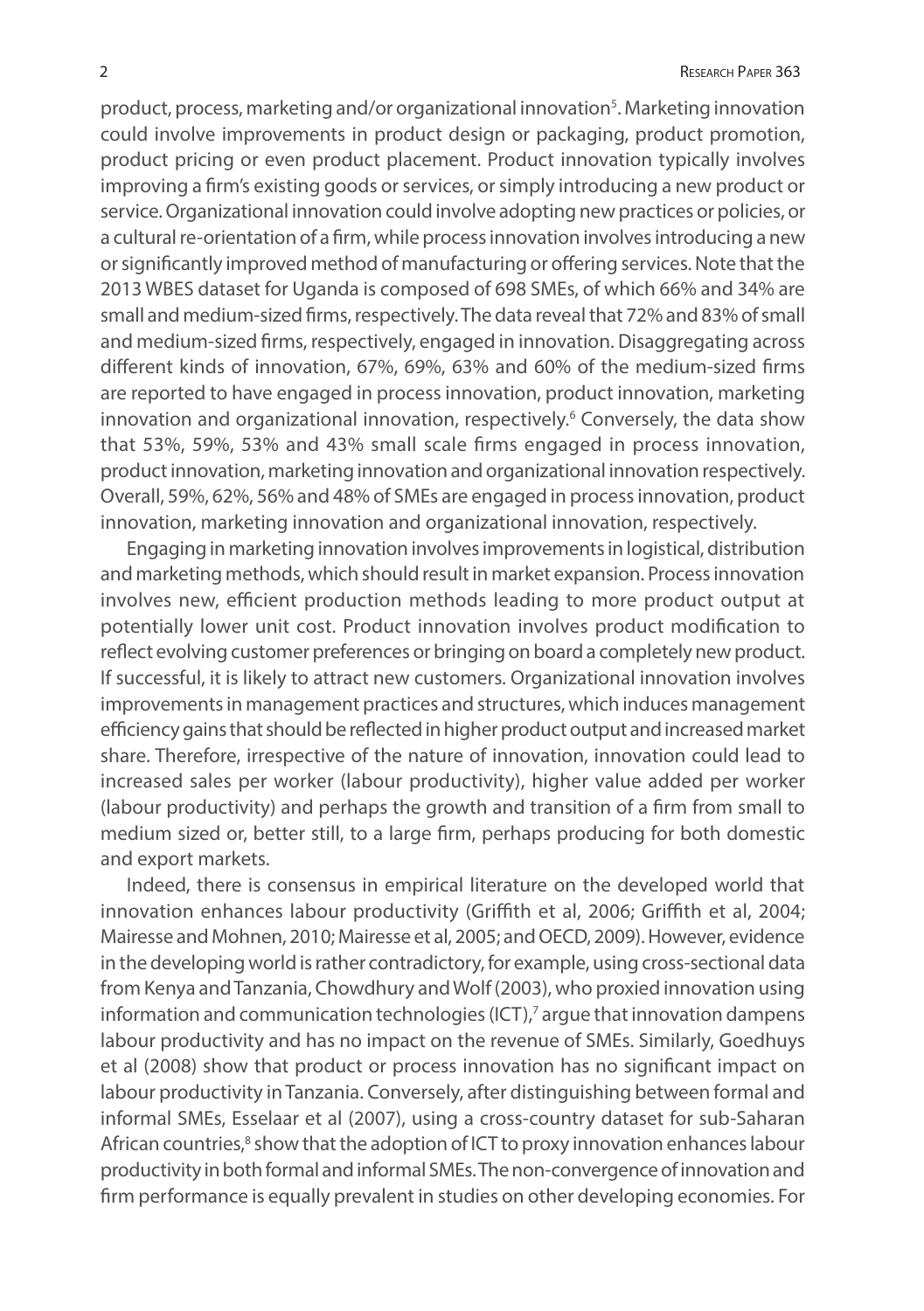product, process, marketing and/or organizational innovation[5]. Marketing innovation could involve improvements in product design or packaging, product promotion, product pricing or even product placement. Product innovation typically involves improving a firm's existing goods or services, or simply introducing a new product or service. Organizational innovation could involve adopting new practices or policies, or a cultural re-orientation of a firm, while process innovation involves introducing a new or significantly improved method of manufacturing or offering services. Note that the 2013 WBES dataset for Uganda is composed of 698 SMEs, of which 66% and 34% are small and medium-sized firms, respectively. The data reveal that 72% and 83% of small and medium-sized firms, respectively, engaged in innovation. Disaggregating across different kinds of innovation, 67%, 69%, 63% and 60% of the medium-sized firms are reported to have engaged in process innovation, product innovation, marketing innovation and organizational innovation, respectively.[6] Conversely, the data show that 53%, 59%, 53% and 43% small scale firms engaged in process innovation, product innovation, marketing innovation and organizational innovation respectively. Overall, 59%, 62%, 56% and 48% of SMEs are engaged in process innovation, product innovation, marketing innovation and organizational innovation, respectively.

Engaging in marketing innovation involves improvements in logistical, distribution and marketing methods, which should result in market expansion. Process innovation involves new, efficient production methods leading to more product output at potentially lower unit cost. Product innovation involves product modification to reflect evolving customer preferences or bringing on board a completely new product. If successful, it is likely to attract new customers. Organizational innovation involves improvements in management practices and structures, which induces management efficiency gains that should be reflected in higher product output and increased market share. Therefore, irrespective of the nature of innovation, innovation could lead to increased sales per worker (labour productivity), higher value added per worker (labour productivity) and perhaps the growth and transition of a firm from small to medium sized or, better still, to a large firm, perhaps producing for both domestic and export markets.

Indeed, there is consensus in empirical literature on the developed world that innovation enhances labour productivity (Griffith et al, 2006; Griffith et al, 2004; Mairesse and Mohnen, 2010; Mairesse et al, 2005; and OECD, 2009). However, evidence in the developing world is rather contradictory, for example, using cross-sectional data from Kenya and Tanzania, Chowdhury and Wolf (2003), who proxied innovation using information and communication technologies (ICT),[7] argue that innovation dampens labour productivity and has no impact on the revenue of SMEs. Similarly, Goedhuys et al (2008) show that product or process innovation has no significant impact on labour productivity in Tanzania. Conversely, after distinguishing between formal and informal SMEs, Esselaar et al (2007), using a cross-country dataset for sub-Saharan African countries,[8] show that the adoption of ICT to proxy innovation enhances labour productivity in both formal and informal SMEs. The non-convergence of innovation and firm performance is equally prevalent in studies on other developing economies. For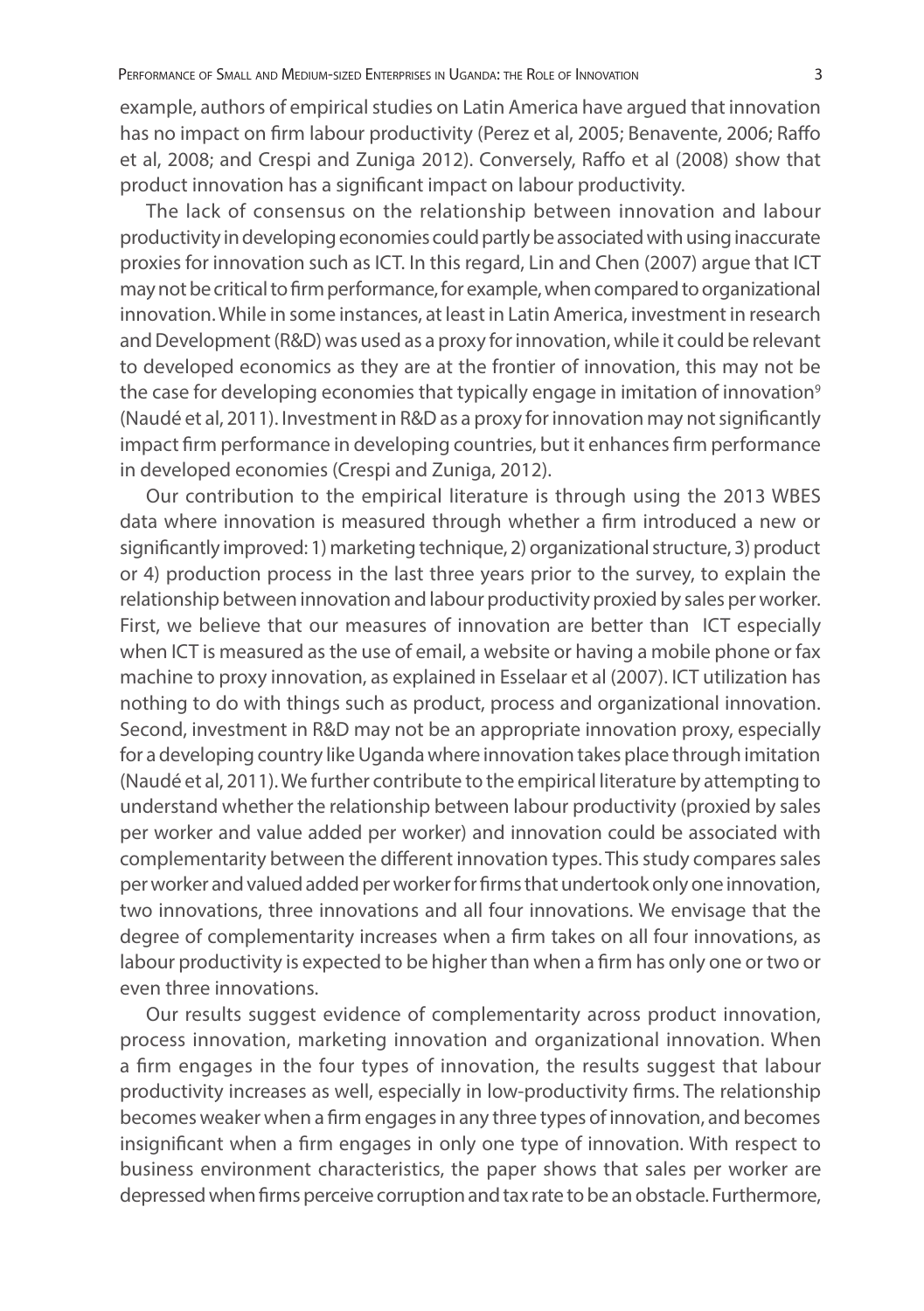example, authors of empirical studies on Latin America have argued that innovation has no impact on firm labour productivity (Perez et al, 2005; Benavente, 2006; Raffo et al, 2008; and Crespi and Zuniga 2012). Conversely, Raffo et al (2008) show that product innovation has a significant impact on labour productivity.

The lack of consensus on the relationship between innovation and labour productivity in developing economies could partly be associated with using inaccurate proxies for innovation such as ICT. In this regard, Lin and Chen (2007) argue that ICT may not be critical to firm performance, for example, when compared to organizational innovation. While in some instances, at least in Latin America, investment in research and Development (R&D) was used as a proxy for innovation, while it could be relevant to developed economics as they are at the frontier of innovation, this may not be the case for developing economies that typically engage in imitation of innovation[9] (Naudé et al, 2011). Investment in R&D as a proxy for innovation may not significantly impact firm performance in developing countries, but it enhances firm performance in developed economies (Crespi and Zuniga, 2012).

Our contribution to the empirical literature is through using the 2013 WBES data where innovation is measured through whether a firm introduced a new or significantly improved: 1) marketing technique, 2) organizational structure, 3) product or 4) production process in the last three years prior to the survey, to explain the relationship between innovation and labour productivity proxied by sales per worker. First, we believe that our measures of innovation are better than ICT especially when ICT is measured as the use of email, a website or having a mobile phone or fax machine to proxy innovation, as explained in Esselaar et al (2007). ICT utilization has nothing to do with things such as product, process and organizational innovation. Second, investment in R&D may not be an appropriate innovation proxy, especially for a developing country like Uganda where innovation takes place through imitation (Naudé et al, 2011). We further contribute to the empirical literature by attempting to understand whether the relationship between labour productivity (proxied by sales per worker and value added per worker) and innovation could be associated with complementarity between the different innovation types. This study compares sales per worker and valued added per worker for firms that undertook only one innovation, two innovations, three innovations and all four innovations. We envisage that the degree of complementarity increases when a firm takes on all four innovations, as labour productivity is expected to be higher than when a firm has only one or two or even three innovations.

Our results suggest evidence of complementarity across product innovation, process innovation, marketing innovation and organizational innovation. When a firm engages in the four types of innovation, the results suggest that labour productivity increases as well, especially in low-productivity firms. The relationship becomes weaker when a firm engages in any three types of innovation, and becomes insignificant when a firm engages in only one type of innovation. With respect to business environment characteristics, the paper shows that sales per worker are depressed when firms perceive corruption and tax rate to be an obstacle. Furthermore,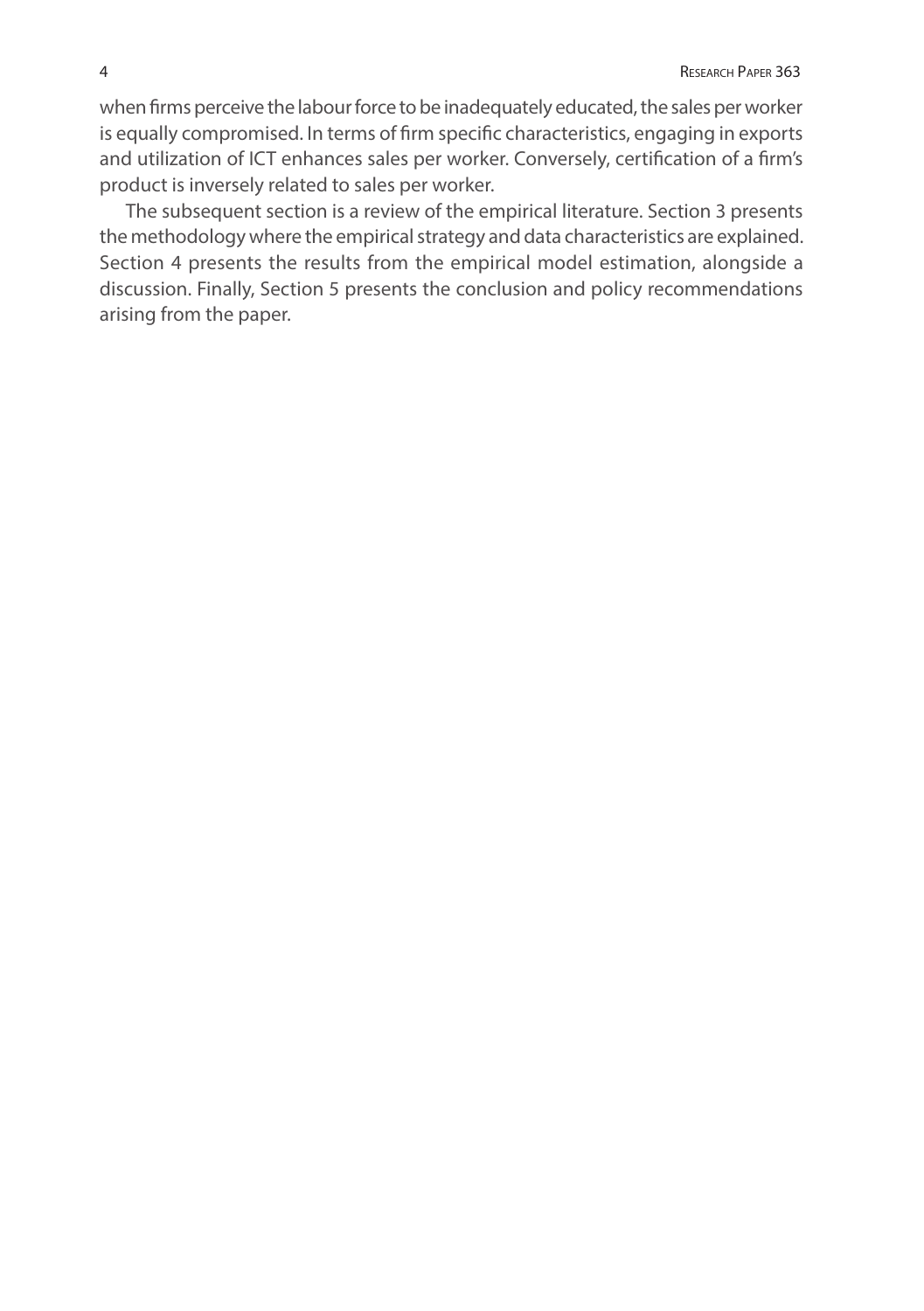when firms perceive the labour force to be inadequately educated, the sales per worker is equally compromised. In terms of firm specific characteristics, engaging in exports and utilization of ICT enhances sales per worker. Conversely, certification of a firm's product is inversely related to sales per worker.

The subsequent section is a review of the empirical literature. Section 3 presents the methodology where the empirical strategy and data characteristics are explained. Section 4 presents the results from the empirical model estimation, alongside a discussion. Finally, Section 5 presents the conclusion and policy recommendations arising from the paper.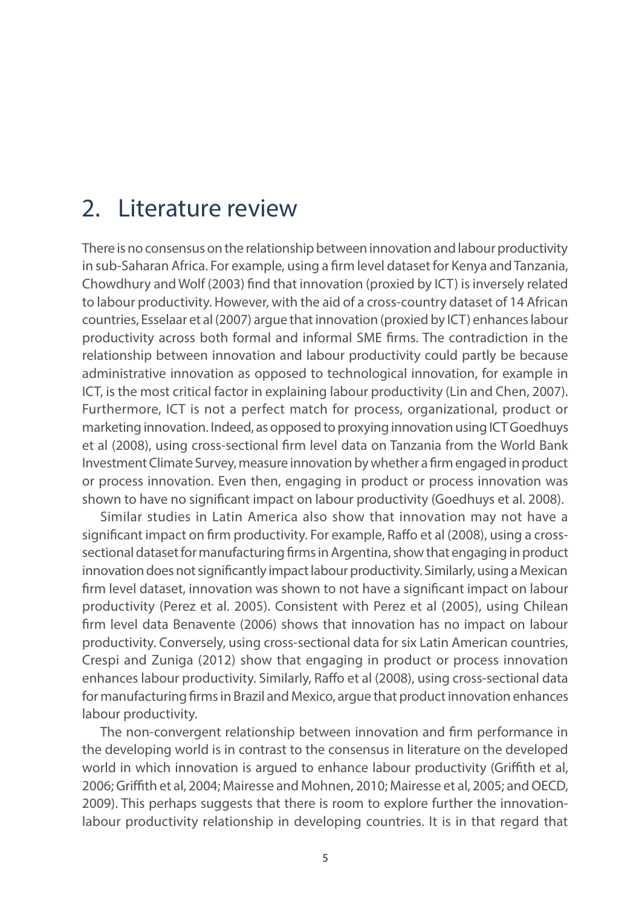# 2. Literature review

There is no consensus on the relationship between innovation and labour productivity in sub-Saharan Africa. For example, using a firm level dataset for Kenya and Tanzania, Chowdhury and Wolf (2003) find that innovation (proxied by ICT) is inversely related to labour productivity. However, with the aid of a cross-country dataset of 14 African countries, Esselaar et al (2007) argue that innovation (proxied by ICT) enhances labour productivity across both formal and informal SME firms. The contradiction in the relationship between innovation and labour productivity could partly be because administrative innovation as opposed to technological innovation, for example in ICT, is the most critical factor in explaining labour productivity (Lin and Chen, 2007). Furthermore, ICT is not a perfect match for process, organizational, product or marketing innovation. Indeed, as opposed to proxying innovation using ICT Goedhuys et al (2008), using cross-sectional firm level data on Tanzania from the World Bank Investment Climate Survey, measure innovation by whether a firm engaged in product or process innovation. Even then, engaging in product or process innovation was shown to have no significant impact on labour productivity (Goedhuys et al. 2008).

Similar studies in Latin America also show that innovation may not have a significant impact on firm productivity. For example, Raffo et al (2008), using a cross-sectional dataset for manufacturing firms in Argentina, show that engaging in product innovation does not significantly impact labour productivity. Similarly, using a Mexican firm level dataset, innovation was shown to not have a significant impact on labour productivity (Perez et al. 2005). Consistent with Perez et al (2005), using Chilean firm level data Benavente (2006) shows that innovation has no impact on labour productivity. Conversely, using cross-sectional data for six Latin American countries, Crespi and Zuniga (2012) show that engaging in product or process innovation enhances labour productivity. Similarly, Raffo et al (2008), using cross-sectional data for manufacturing firms in Brazil and Mexico, argue that product innovation enhances labour productivity.

The non-convergent relationship between innovation and firm performance in the developing world is in contrast to the consensus in literature on the developed world in which innovation is argued to enhance labour productivity (Griffith et al, 2006; Griffith et al, 2004; Mairesse and Mohnen, 2010; Mairesse et al, 2005; and OECD, 2009). This perhaps suggests that there is room to explore further the innovation-labour productivity relationship in developing countries. It is in that regard that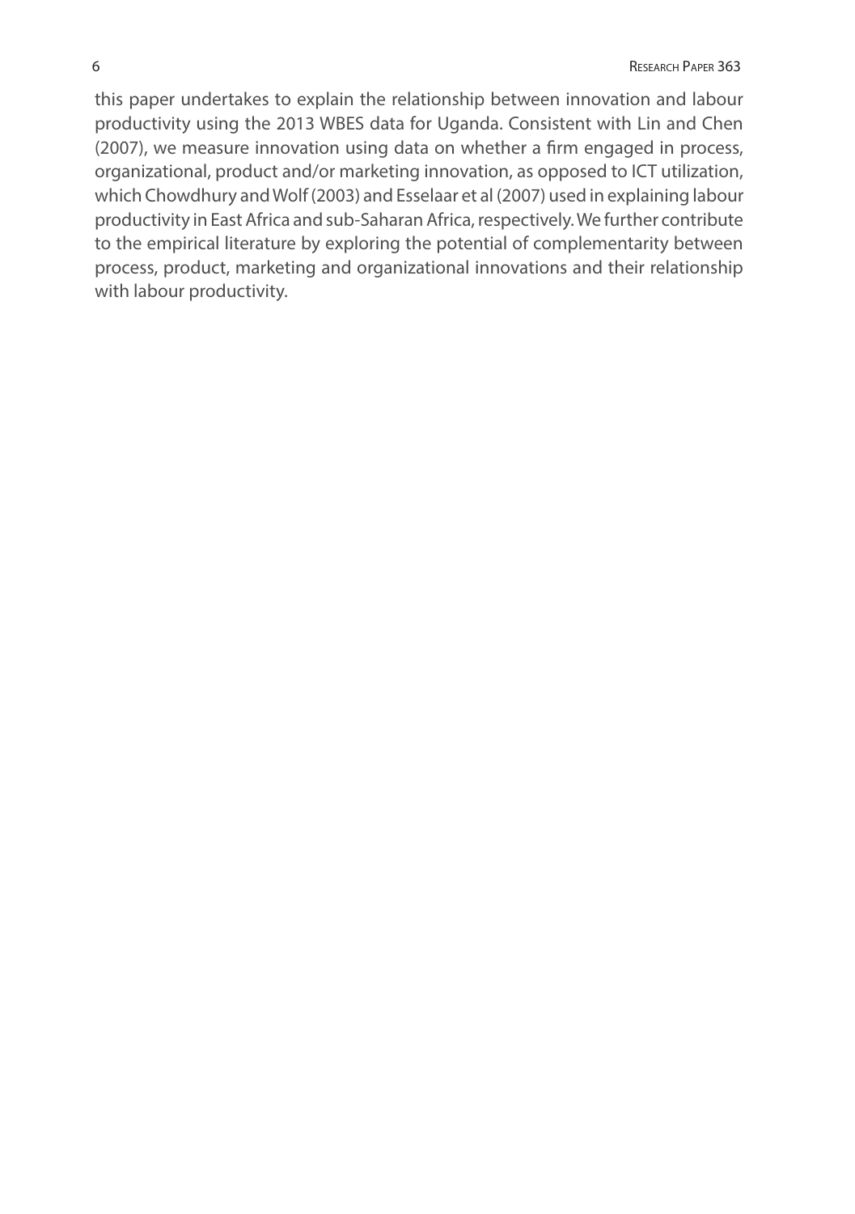this paper undertakes to explain the relationship between innovation and labour productivity using the 2013 WBES data for Uganda. Consistent with Lin and Chen (2007), we measure innovation using data on whether a firm engaged in process, organizational, product and/or marketing innovation, as opposed to ICT utilization, which Chowdhury and Wolf (2003) and Esselaar et al (2007) used in explaining labour productivity in East Africa and sub-Saharan Africa, respectively. We further contribute to the empirical literature by exploring the potential of complementarity between process, product, marketing and organizational innovations and their relationship with labour productivity.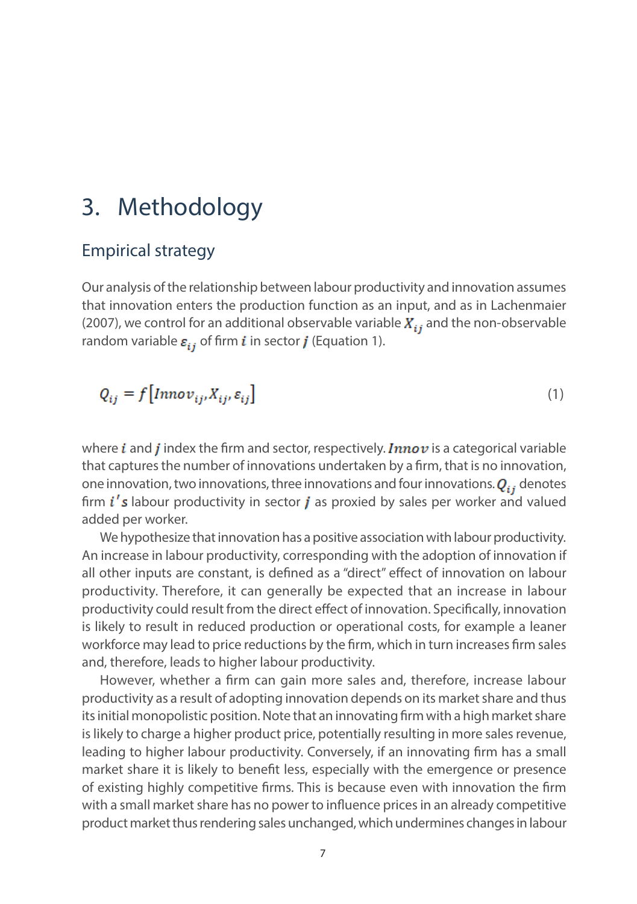# 3. Methodology

## Empirical strategy

Our analysis of the relationship between labour productivity and innovation assumes that innovation enters the production function as an input, and as in Lachenmaier (2007), we control for an additional observable variable $X_{ij}$ and the non-observable random variable $\varepsilon_{ij}$ of firm $i$ in sector $j$ (Equation 1).

$$Q_{ij} = f\left[Innov_{ij}, X_{ij}, \varepsilon_{ij}\right] \tag{1}$$

where $i$ and $j$ index the firm and sector, respectively. $Innov$ is a categorical variable that captures the number of innovations undertaken by a firm, that is no innovation, one innovation, two innovations, three innovations and four innovations. $Q_{ij}$ denotes firm $i's$ labour productivity in sector $j$ as proxied by sales per worker and valued added per worker.

We hypothesize that innovation has a positive association with labour productivity. An increase in labour productivity, corresponding with the adoption of innovation if all other inputs are constant, is defined as a "direct" effect of innovation on labour productivity. Therefore, it can generally be expected that an increase in labour productivity could result from the direct effect of innovation. Specifically, innovation is likely to result in reduced production or operational costs, for example a leaner workforce may lead to price reductions by the firm, which in turn increases firm sales and, therefore, leads to higher labour productivity.

However, whether a firm can gain more sales and, therefore, increase labour productivity as a result of adopting innovation depends on its market share and thus its initial monopolistic position. Note that an innovating firm with a high market share is likely to charge a higher product price, potentially resulting in more sales revenue, leading to higher labour productivity. Conversely, if an innovating firm has a small market share it is likely to benefit less, especially with the emergence or presence of existing highly competitive firms. This is because even with innovation the firm with a small market share has no power to influence prices in an already competitive product market thus rendering sales unchanged, which undermines changes in labour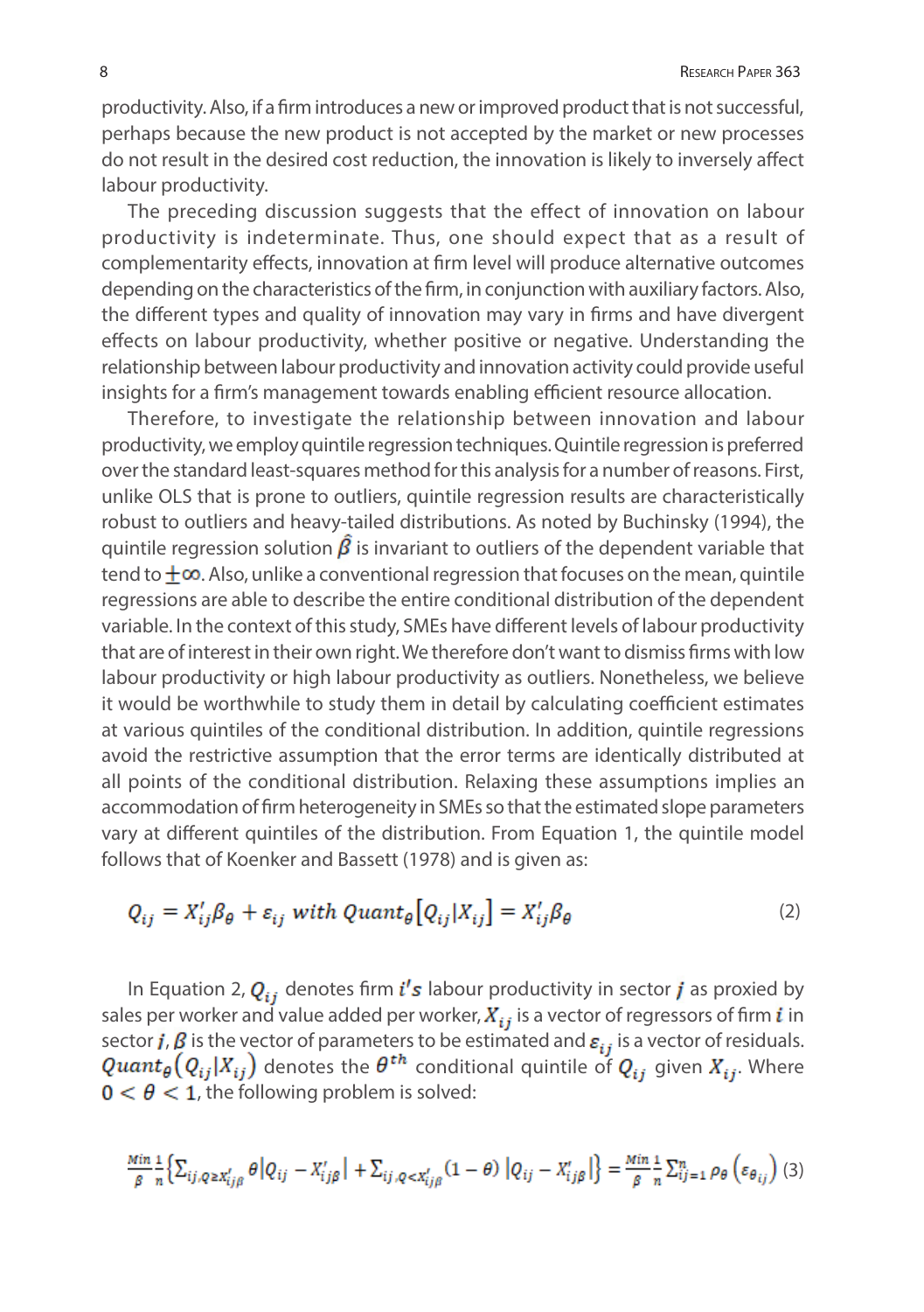productivity. Also, if a firm introduces a new or improved product that is not successful, perhaps because the new product is not accepted by the market or new processes do not result in the desired cost reduction, the innovation is likely to inversely affect labour productivity.

The preceding discussion suggests that the effect of innovation on labour productivity is indeterminate. Thus, one should expect that as a result of complementarity effects, innovation at firm level will produce alternative outcomes depending on the characteristics of the firm, in conjunction with auxiliary factors. Also, the different types and quality of innovation may vary in firms and have divergent effects on labour productivity, whether positive or negative. Understanding the relationship between labour productivity and innovation activity could provide useful insights for a firm's management towards enabling efficient resource allocation.

Therefore, to investigate the relationship between innovation and labour productivity, we employ quintile regression techniques. Quintile regression is preferred over the standard least-squares method for this analysis for a number of reasons. First, unlike OLS that is prone to outliers, quintile regression results are characteristically robust to outliers and heavy-tailed distributions. As noted by Buchinsky (1994), the quintile regression solution $\hat{\beta}$ is invariant to outliers of the dependent variable that tend to $\pm\infty$. Also, unlike a conventional regression that focuses on the mean, quintile regressions are able to describe the entire conditional distribution of the dependent variable. In the context of this study, SMEs have different levels of labour productivity that are of interest in their own right. We therefore don't want to dismiss firms with low labour productivity or high labour productivity as outliers. Nonetheless, we believe it would be worthwhile to study them in detail by calculating coefficient estimates at various quintiles of the conditional distribution. In addition, quintile regressions avoid the restrictive assumption that the error terms are identically distributed at all points of the conditional distribution. Relaxing these assumptions implies an accommodation of firm heterogeneity in SMEs so that the estimated slope parameters vary at different quintiles of the distribution. From Equation 1, the quintile model follows that of Koenker and Bassett (1978) and is given as:

$$Q_{ij} = X_{ij}'\beta_\theta + \varepsilon_{ij} \ with \ Quant_\theta\left[Q_{ij}|X_{ij}\right] = X_{ij}'\beta_\theta \tag{2}$$

In Equation 2, $Q_{ij}$ denotes firm $i's$ labour productivity in sector $j$ as proxied by sales per worker and value added per worker, $X_{ij}$ is a vector of regressors of firm $i$ in sector $j$, $\beta$ is the vector of parameters to be estimated and $\varepsilon_{ij}$ is a vector of residuals. $Quant_\theta\left(Q_{ij}|X_{ij}\right)$ denotes the $\theta^{th}$ conditional quintile of $Q_{ij}$ given $X_{ij}$. Where $0 < \theta < 1$, the following problem is solved:

$$\underset{\beta}{Min}\frac{1}{n}\left\{\sum_{ij,Q\geq x_{ij\beta}'}\theta\left|Q_{ij}-X_{ij\beta}'\right| + \sum_{ij,Q<x_{ij\beta}'}(1-\theta)\left|Q_{ij}-X_{ij\beta}'\right|\right\} = \underset{\beta}{Min}\frac{1}{n}\sum_{ij=1}^{n}\rho_\theta\left(\varepsilon_{\theta_{ij}}\right) \tag{3}$$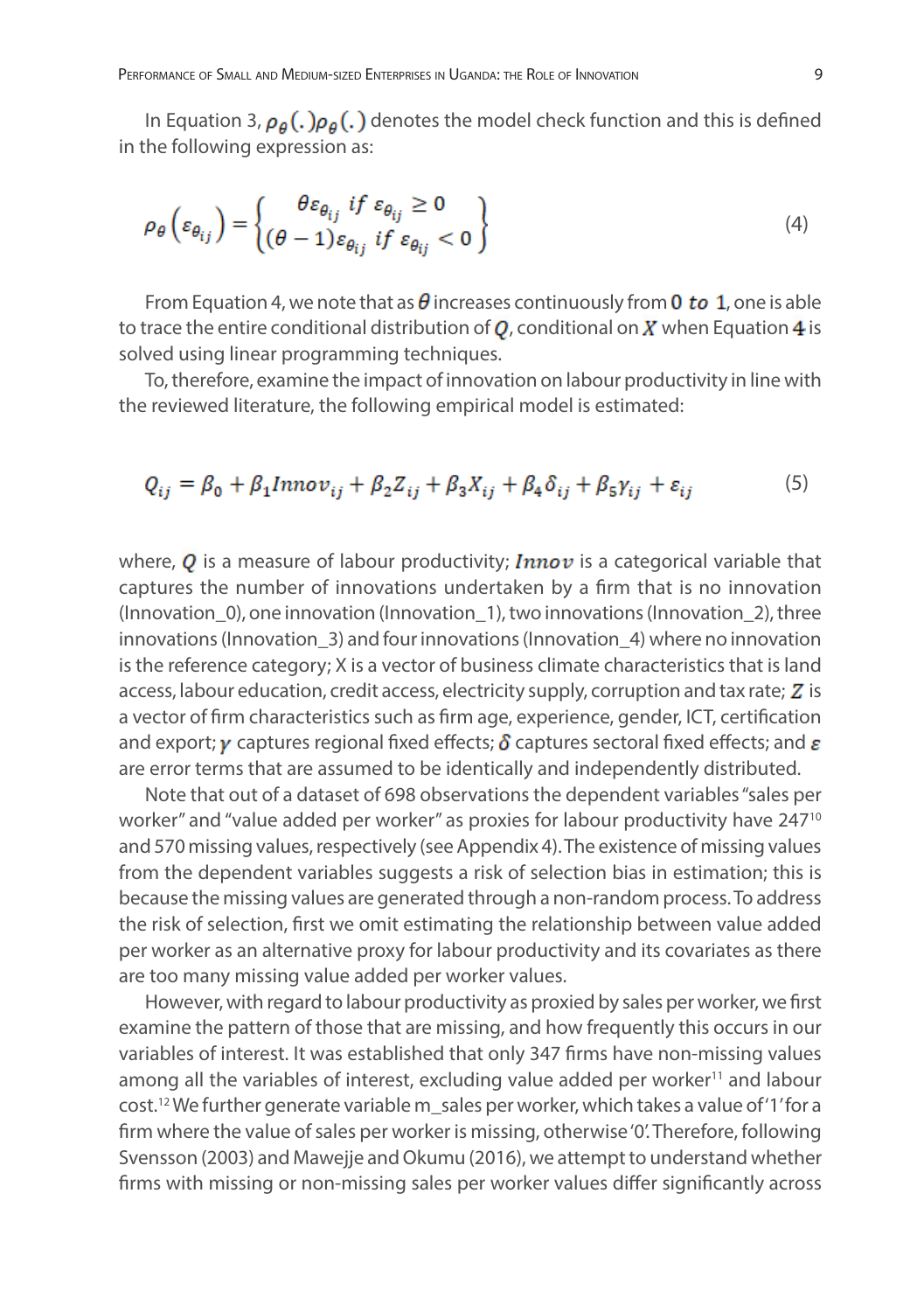In Equation 3, $\rho_\theta(.)\rho_\theta(.)$ denotes the model check function and this is defined in the following expression as:

$$\rho_\theta\left(\varepsilon_{\theta_{ij}}\right) = \begin{Bmatrix} \theta\varepsilon_{\theta_{ij}} \; if \; \varepsilon_{\theta_{ij}} \geq 0 \\ (\theta - 1)\varepsilon_{\theta_{ij}} \; if \; \varepsilon_{\theta_{ij}} < 0 \end{Bmatrix} \tag{4}$$

From Equation 4, we note that as $\theta$ increases continuously from $\mathbf{0}$ $\boldsymbol{to}$ $\mathbf{1}$, one is able to trace the entire conditional distribution of $Q$, conditional on $X$ when Equation $\mathbf{4}$ is solved using linear programming techniques.

To, therefore, examine the impact of innovation on labour productivity in line with the reviewed literature, the following empirical model is estimated:

$$Q_{ij} = \beta_0 + \beta_1 Innov_{ij} + \beta_2 Z_{ij} + \beta_3 X_{ij} + \beta_4 \delta_{ij} + \beta_5 \gamma_{ij} + \varepsilon_{ij} \tag{5}$$

where, $Q$ is a measure of labour productivity; $\boldsymbol{Innov}$ is a categorical variable that captures the number of innovations undertaken by a firm that is no innovation (Innovation_0), one innovation (Innovation_1), two innovations (Innovation_2), three innovations (Innovation_3) and four innovations (Innovation_4) where no innovation is the reference category; X is a vector of business climate characteristics that is land access, labour education, credit access, electricity supply, corruption and tax rate; $Z$ is a vector of firm characteristics such as firm age, experience, gender, ICT, certification and export; $\gamma$ captures regional fixed effects; $\delta$ captures sectoral fixed effects; and $\varepsilon$ are error terms that are assumed to be identically and independently distributed.

Note that out of a dataset of 698 observations the dependent variables "sales per worker" and "value added per worker" as proxies for labour productivity have 247[10] and 570 missing values, respectively (see Appendix 4). The existence of missing values from the dependent variables suggests a risk of selection bias in estimation; this is because the missing values are generated through a non-random process. To address the risk of selection, first we omit estimating the relationship between value added per worker as an alternative proxy for labour productivity and its covariates as there are too many missing value added per worker values.

However, with regard to labour productivity as proxied by sales per worker, we first examine the pattern of those that are missing, and how frequently this occurs in our variables of interest. It was established that only 347 firms have non-missing values among all the variables of interest, excluding value added per worker[11] and labour cost.[12] We further generate variable m_sales per worker, which takes a value of '1' for a firm where the value of sales per worker is missing, otherwise '0'. Therefore, following Svensson (2003) and Mawejje and Okumu (2016), we attempt to understand whether firms with missing or non-missing sales per worker values differ significantly across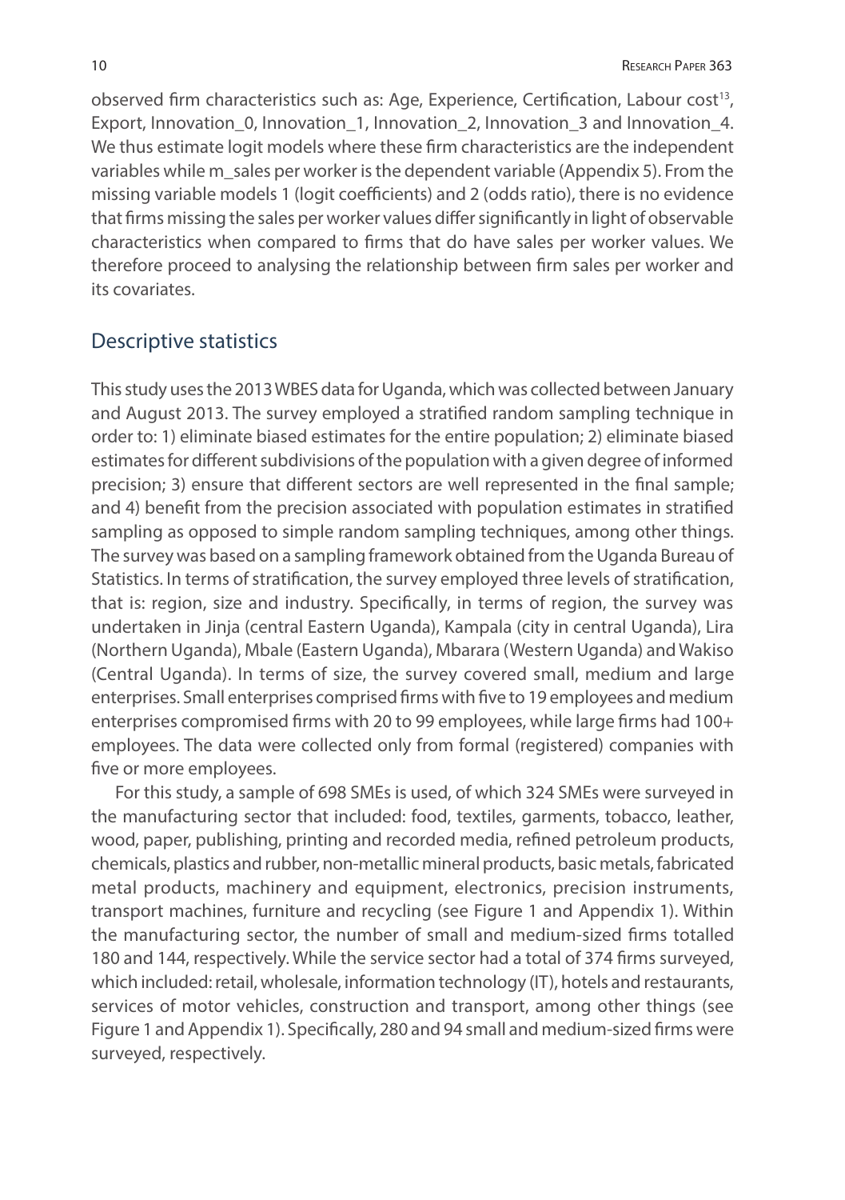observed firm characteristics such as: Age, Experience, Certification, Labour cost[13], Export, Innovation_0, Innovation_1, Innovation_2, Innovation_3 and Innovation_4. We thus estimate logit models where these firm characteristics are the independent variables while m_sales per worker is the dependent variable (Appendix 5). From the missing variable models 1 (logit coefficients) and 2 (odds ratio), there is no evidence that firms missing the sales per worker values differ significantly in light of observable characteristics when compared to firms that do have sales per worker values. We therefore proceed to analysing the relationship between firm sales per worker and its covariates.

## Descriptive statistics

This study uses the 2013 WBES data for Uganda, which was collected between January and August 2013. The survey employed a stratified random sampling technique in order to: 1) eliminate biased estimates for the entire population; 2) eliminate biased estimates for different subdivisions of the population with a given degree of informed precision; 3) ensure that different sectors are well represented in the final sample; and 4) benefit from the precision associated with population estimates in stratified sampling as opposed to simple random sampling techniques, among other things. The survey was based on a sampling framework obtained from the Uganda Bureau of Statistics. In terms of stratification, the survey employed three levels of stratification, that is: region, size and industry. Specifically, in terms of region, the survey was undertaken in Jinja (central Eastern Uganda), Kampala (city in central Uganda), Lira (Northern Uganda), Mbale (Eastern Uganda), Mbarara (Western Uganda) and Wakiso (Central Uganda). In terms of size, the survey covered small, medium and large enterprises. Small enterprises comprised firms with five to 19 employees and medium enterprises compromised firms with 20 to 99 employees, while large firms had 100+ employees. The data were collected only from formal (registered) companies with five or more employees.

For this study, a sample of 698 SMEs is used, of which 324 SMEs were surveyed in the manufacturing sector that included: food, textiles, garments, tobacco, leather, wood, paper, publishing, printing and recorded media, refined petroleum products, chemicals, plastics and rubber, non-metallic mineral products, basic metals, fabricated metal products, machinery and equipment, electronics, precision instruments, transport machines, furniture and recycling (see Figure 1 and Appendix 1). Within the manufacturing sector, the number of small and medium-sized firms totalled 180 and 144, respectively. While the service sector had a total of 374 firms surveyed, which included: retail, wholesale, information technology (IT), hotels and restaurants, services of motor vehicles, construction and transport, among other things (see Figure 1 and Appendix 1). Specifically, 280 and 94 small and medium-sized firms were surveyed, respectively.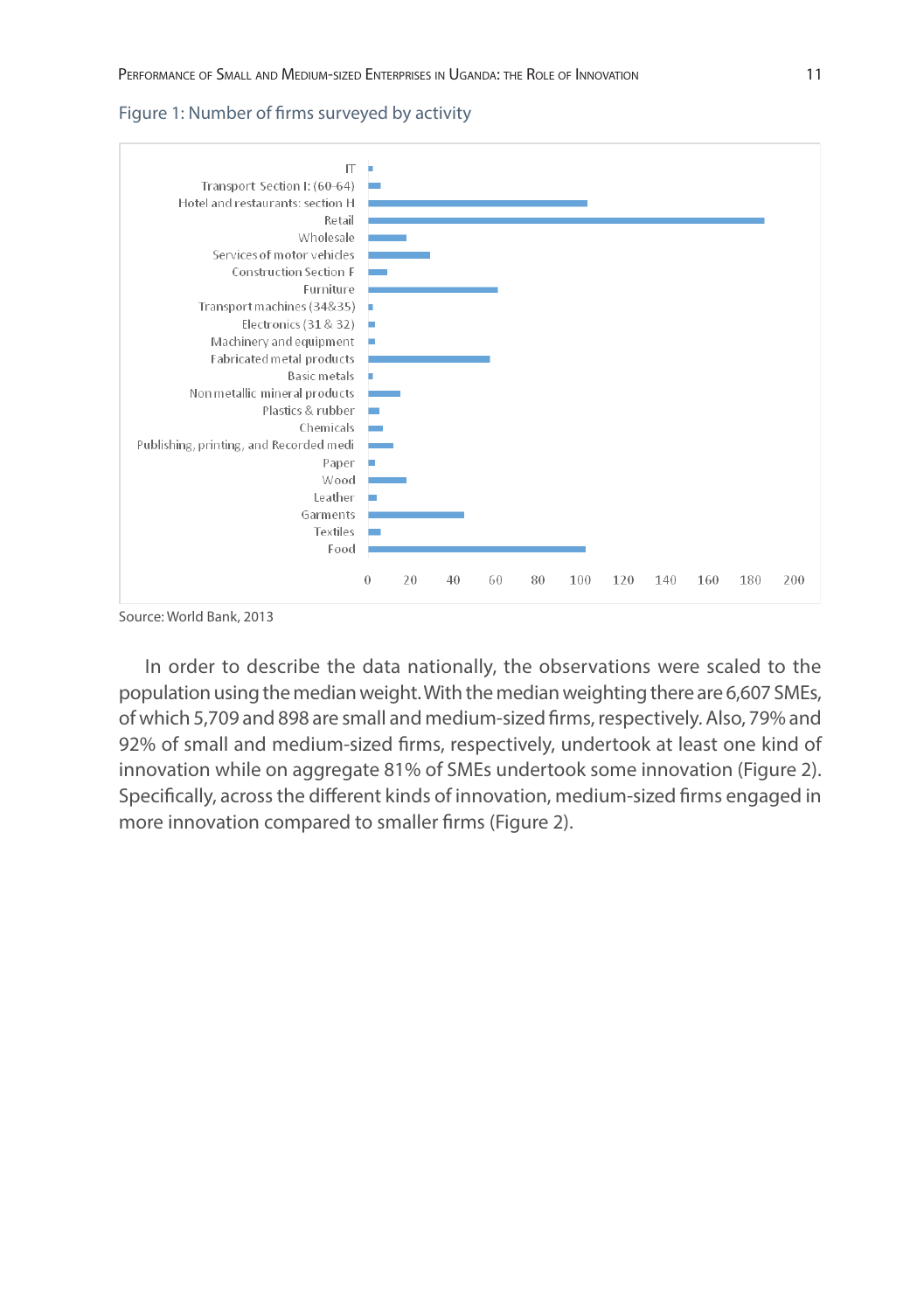Figure 1: Number of firms surveyed by activity

Source: World Bank, 2013

In order to describe the data nationally, the observations were scaled to the population using the median weight. With the median weighting there are 6,607 SMEs, of which 5,709 and 898 are small and medium-sized firms, respectively. Also, 79% and 92% of small and medium-sized firms, respectively, undertook at least one kind of innovation while on aggregate 81% of SMEs undertook some innovation (Figure 2). Specifically, across the different kinds of innovation, medium-sized firms engaged in more innovation compared to smaller firms (Figure 2).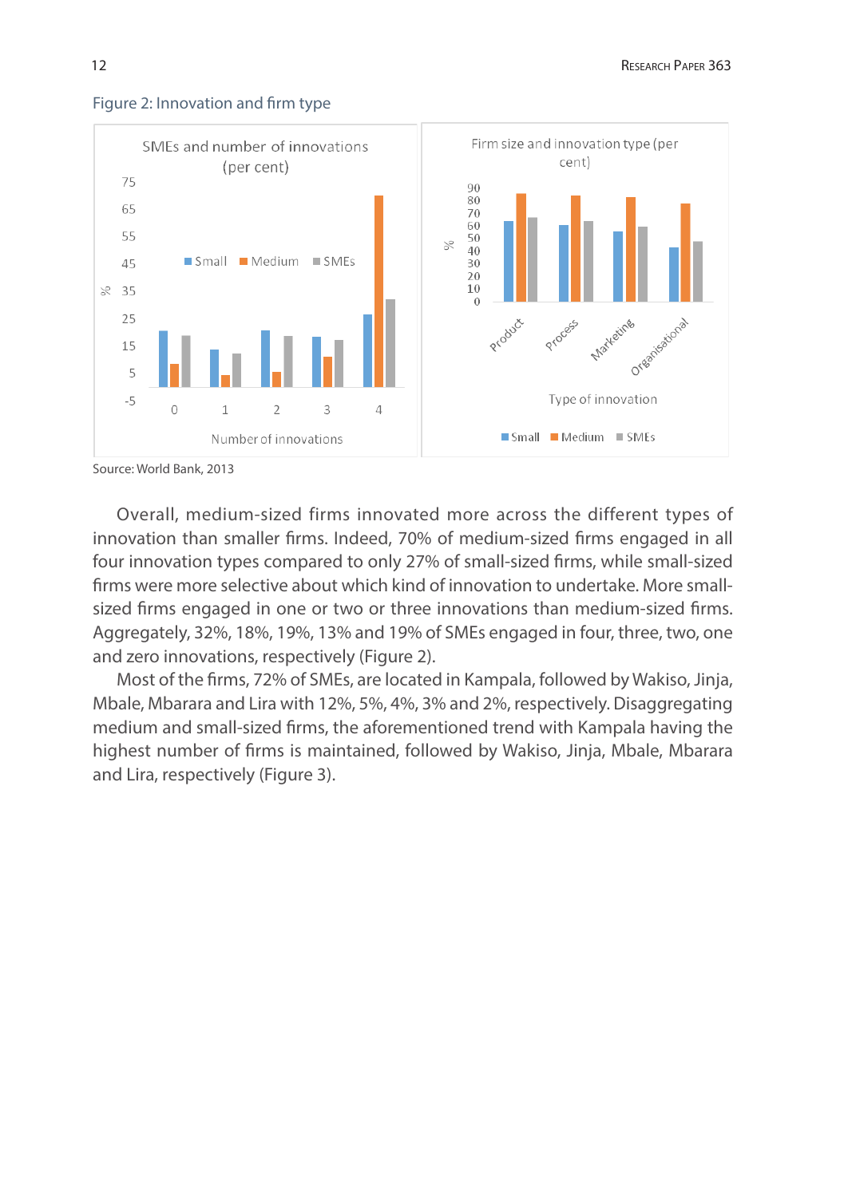Figure 2: Innovation and firm type

Source: World Bank, 2013

Overall, medium-sized firms innovated more across the different types of innovation than smaller firms. Indeed, 70% of medium-sized firms engaged in all four innovation types compared to only 27% of small-sized firms, while small-sized firms were more selective about which kind of innovation to undertake. More small-sized firms engaged in one or two or three innovations than medium-sized firms. Aggregately, 32%, 18%, 19%, 13% and 19% of SMEs engaged in four, three, two, one and zero innovations, respectively (Figure 2).

Most of the firms, 72% of SMEs, are located in Kampala, followed by Wakiso, Jinja, Mbale, Mbarara and Lira with 12%, 5%, 4%, 3% and 2%, respectively. Disaggregating medium and small-sized firms, the aforementioned trend with Kampala having the highest number of firms is maintained, followed by Wakiso, Jinja, Mbale, Mbarara and Lira, respectively (Figure 3).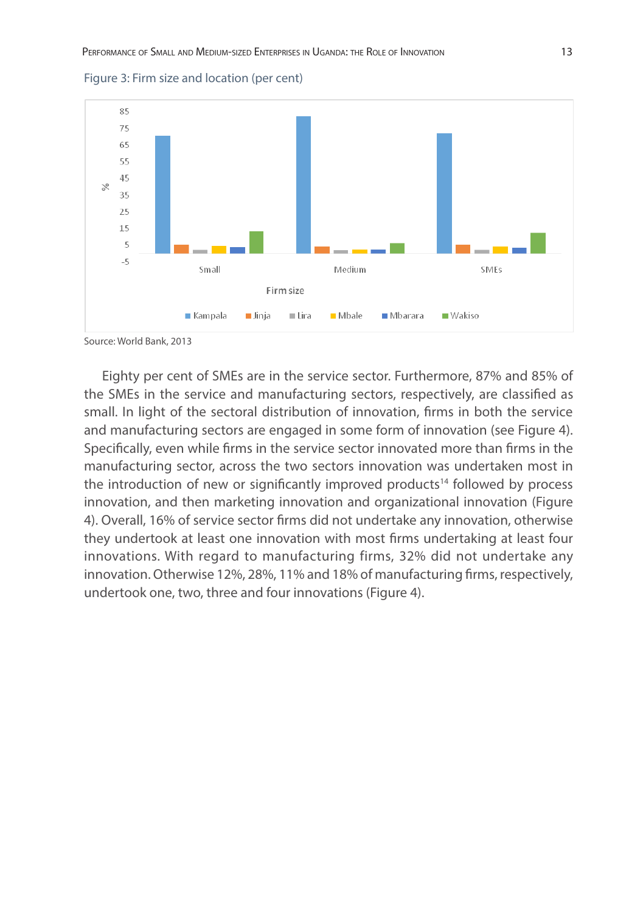Figure 3: Firm size and location (per cent)

Source: World Bank, 2013

Eighty per cent of SMEs are in the service sector. Furthermore, 87% and 85% of the SMEs in the service and manufacturing sectors, respectively, are classified as small. In light of the sectoral distribution of innovation, firms in both the service and manufacturing sectors are engaged in some form of innovation (see Figure 4). Specifically, even while firms in the service sector innovated more than firms in the manufacturing sector, across the two sectors innovation was undertaken most in the introduction of new or significantly improved products[14] followed by process innovation, and then marketing innovation and organizational innovation (Figure 4). Overall, 16% of service sector firms did not undertake any innovation, otherwise they undertook at least one innovation with most firms undertaking at least four innovations. With regard to manufacturing firms, 32% did not undertake any innovation. Otherwise 12%, 28%, 11% and 18% of manufacturing firms, respectively, undertook one, two, three and four innovations (Figure 4).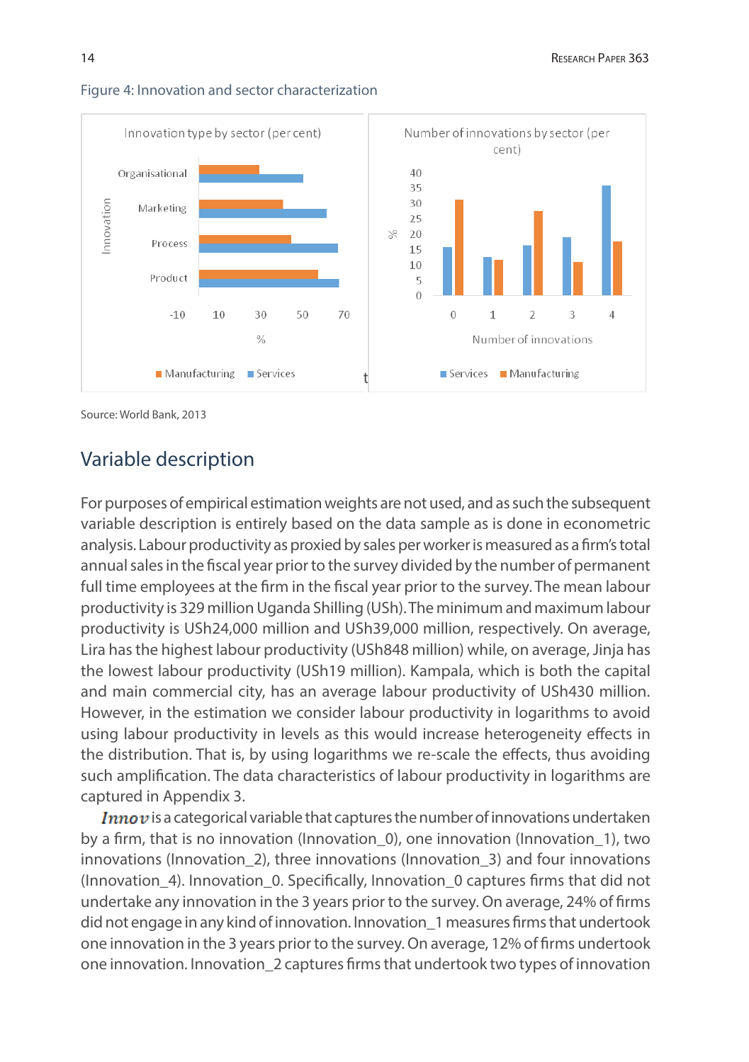Figure 4: Innovation and sector characterization

Source: World Bank, 2013

## Variable description

For purposes of empirical estimation weights are not used, and as such the subsequent variable description is entirely based on the data sample as is done in econometric analysis. Labour productivity as proxied by sales per worker is measured as a firm's total annual sales in the fiscal year prior to the survey divided by the number of permanent full time employees at the firm in the fiscal year prior to the survey. The mean labour productivity is 329 million Uganda Shilling (USh). The minimum and maximum labour productivity is USh24,000 million and USh39,000 million, respectively. On average, Lira has the highest labour productivity (USh848 million) while, on average, Jinja has the lowest labour productivity (USh19 million). Kampala, which is both the capital and main commercial city, has an average labour productivity of USh430 million. However, in the estimation we consider labour productivity in logarithms to avoid using labour productivity in levels as this would increase heterogeneity effects in the distribution. That is, by using logarithms we re-scale the effects, thus avoiding such amplification. The data characteristics of labour productivity in logarithms are captured in Appendix 3.

*Innov* is a categorical variable that captures the number of innovations undertaken by a firm, that is no innovation (Innovation_0), one innovation (Innovation_1), two innovations (Innovation_2), three innovations (Innovation_3) and four innovations (Innovation_4). Innovation_0. Specifically, Innovation_0 captures firms that did not undertake any innovation in the 3 years prior to the survey. On average, 24% of firms did not engage in any kind of innovation. Innovation_1 measures firms that undertook one innovation in the 3 years prior to the survey. On average, 12% of firms undertook one innovation. Innovation_2 captures firms that undertook two types of innovation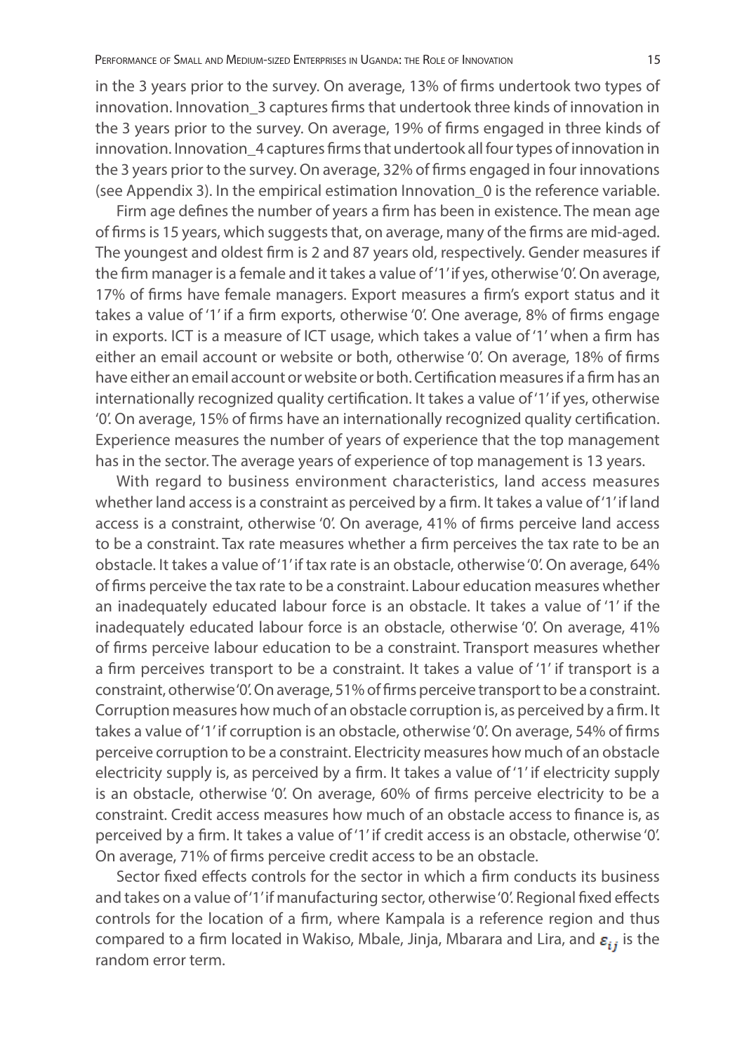in the 3 years prior to the survey. On average, 13% of firms undertook two types of innovation. Innovation_3 captures firms that undertook three kinds of innovation in the 3 years prior to the survey. On average, 19% of firms engaged in three kinds of innovation. Innovation_4 captures firms that undertook all four types of innovation in the 3 years prior to the survey. On average, 32% of firms engaged in four innovations (see Appendix 3). In the empirical estimation Innovation_0 is the reference variable.

Firm age defines the number of years a firm has been in existence. The mean age of firms is 15 years, which suggests that, on average, many of the firms are mid-aged. The youngest and oldest firm is 2 and 87 years old, respectively. Gender measures if the firm manager is a female and it takes a value of '1' if yes, otherwise '0'. On average, 17% of firms have female managers. Export measures a firm's export status and it takes a value of '1' if a firm exports, otherwise '0'. One average, 8% of firms engage in exports. ICT is a measure of ICT usage, which takes a value of '1' when a firm has either an email account or website or both, otherwise '0'. On average, 18% of firms have either an email account or website or both. Certification measures if a firm has an internationally recognized quality certification. It takes a value of '1' if yes, otherwise '0'. On average, 15% of firms have an internationally recognized quality certification. Experience measures the number of years of experience that the top management has in the sector. The average years of experience of top management is 13 years.

With regard to business environment characteristics, land access measures whether land access is a constraint as perceived by a firm. It takes a value of '1' if land access is a constraint, otherwise '0'. On average, 41% of firms perceive land access to be a constraint. Tax rate measures whether a firm perceives the tax rate to be an obstacle. It takes a value of '1' if tax rate is an obstacle, otherwise '0'. On average, 64% of firms perceive the tax rate to be a constraint. Labour education measures whether an inadequately educated labour force is an obstacle. It takes a value of '1' if the inadequately educated labour force is an obstacle, otherwise '0'. On average, 41% of firms perceive labour education to be a constraint. Transport measures whether a firm perceives transport to be a constraint. It takes a value of '1' if transport is a constraint, otherwise '0'. On average, 51% of firms perceive transport to be a constraint. Corruption measures how much of an obstacle corruption is, as perceived by a firm. It takes a value of '1' if corruption is an obstacle, otherwise '0'. On average, 54% of firms perceive corruption to be a constraint. Electricity measures how much of an obstacle electricity supply is, as perceived by a firm. It takes a value of '1' if electricity supply is an obstacle, otherwise '0'. On average, 60% of firms perceive electricity to be a constraint. Credit access measures how much of an obstacle access to finance is, as perceived by a firm. It takes a value of '1' if credit access is an obstacle, otherwise '0'. On average, 71% of firms perceive credit access to be an obstacle.

Sector fixed effects controls for the sector in which a firm conducts its business and takes on a value of '1' if manufacturing sector, otherwise '0'. Regional fixed effects controls for the location of a firm, where Kampala is a reference region and thus compared to a firm located in Wakiso, Mbale, Jinja, Mbarara and Lira, and $\varepsilon_{ij}$ is the random error term.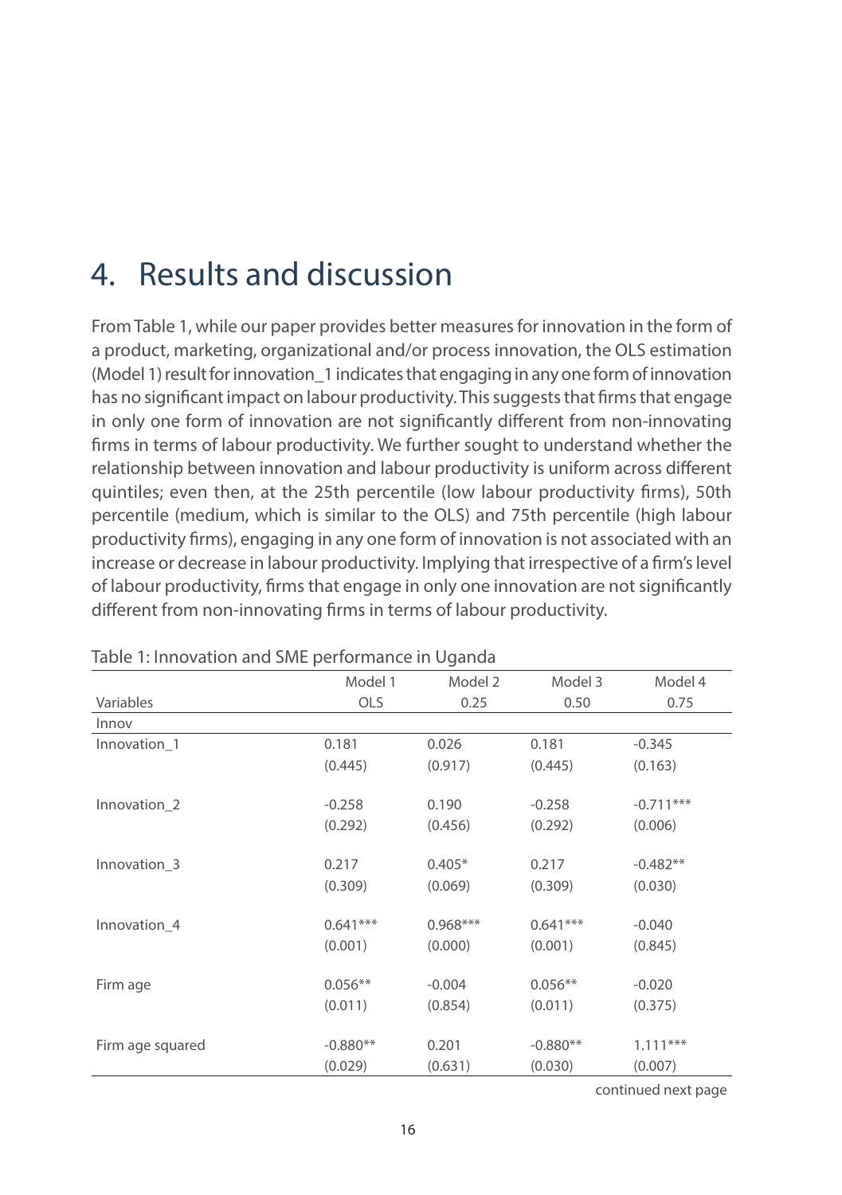# 4. Results and discussion

From Table 1, while our paper provides better measures for innovation in the form of a product, marketing, organizational and/or process innovation, the OLS estimation (Model 1) result for innovation_1 indicates that engaging in any one form of innovation has no significant impact on labour productivity. This suggests that firms that engage in only one form of innovation are not significantly different from non-innovating firms in terms of labour productivity. We further sought to understand whether the relationship between innovation and labour productivity is uniform across different quintiles; even then, at the 25th percentile (low labour productivity firms), 50th percentile (medium, which is similar to the OLS) and 75th percentile (high labour productivity firms), engaging in any one form of innovation is not associated with an increase or decrease in labour productivity. Implying that irrespective of a firm's level of labour productivity, firms that engage in only one innovation are not significantly different from non-innovating firms in terms of labour productivity.

Table 1: Innovation and SME performance in Uganda

| | Model 1 | Model 2 | Model 3 | Model 4 |
|---|---|---|---|---|
| Variables | OLS | 0.25 | 0.50 | 0.75 |
| Innov | | | | |
| Innovation_1 | 0.181 | 0.026 | 0.181 | -0.345 |
| | (0.445) | (0.917) | (0.445) | (0.163) |
| Innovation_2 | -0.258 | 0.190 | -0.258 | -0.711*** |
| | (0.292) | (0.456) | (0.292) | (0.006) |
| Innovation_3 | 0.217 | 0.405* | 0.217 | -0.482** |
| | (0.309) | (0.069) | (0.309) | (0.030) |
| Innovation_4 | 0.641*** | 0.968*** | 0.641*** | -0.040 |
| | (0.001) | (0.000) | (0.001) | (0.845) |
| Firm age | 0.056** | -0.004 | 0.056** | -0.020 |
| | (0.011) | (0.854) | (0.011) | (0.375) |
| Firm age squared | -0.880** | 0.201 | -0.880** | 1.111*** |
| | (0.029) | (0.631) | (0.030) | (0.007) |

continued next page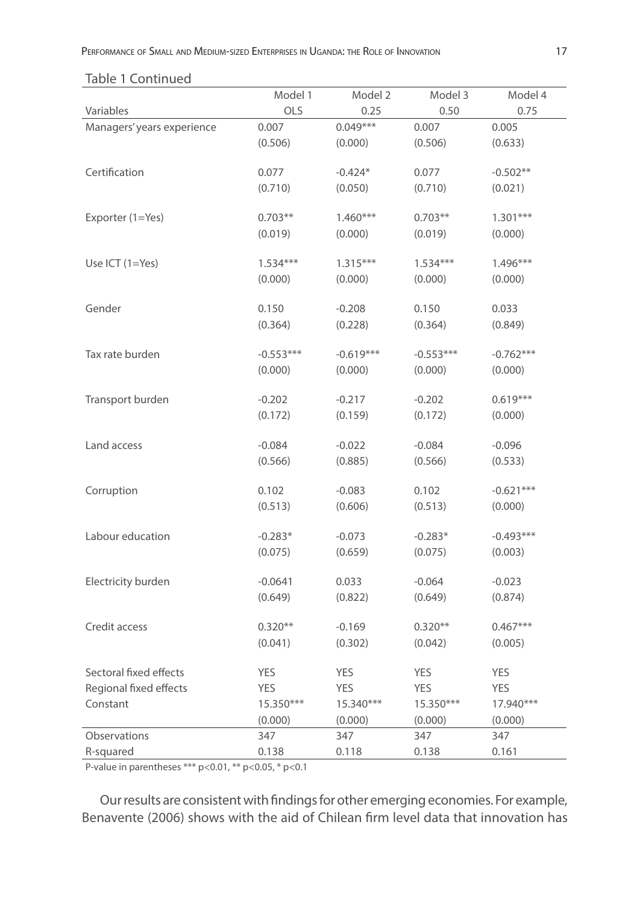Table 1 Continued

| Variables | Model 1<br>OLS | Model 2<br>0.25 | Model 3<br>0.50 | Model 4<br>0.75 |
|---|---|---|---|---|
| Managers' years experience | 0.007 | 0.049*** | 0.007 | 0.005 |
| | (0.506) | (0.000) | (0.506) | (0.633) |
| Certification | 0.077 | -0.424* | 0.077 | -0.502** |
| | (0.710) | (0.050) | (0.710) | (0.021) |
| Exporter (1=Yes) | 0.703** | 1.460*** | 0.703** | 1.301*** |
| | (0.019) | (0.000) | (0.019) | (0.000) |
| Use ICT (1=Yes) | 1.534*** | 1.315*** | 1.534*** | 1.496*** |
| | (0.000) | (0.000) | (0.000) | (0.000) |
| Gender | 0.150 | -0.208 | 0.150 | 0.033 |
| | (0.364) | (0.228) | (0.364) | (0.849) |
| Tax rate burden | -0.553*** | -0.619*** | -0.553*** | -0.762*** |
| | (0.000) | (0.000) | (0.000) | (0.000) |
| Transport burden | -0.202 | -0.217 | -0.202 | 0.619*** |
| | (0.172) | (0.159) | (0.172) | (0.000) |
| Land access | -0.084 | -0.022 | -0.084 | -0.096 |
| | (0.566) | (0.885) | (0.566) | (0.533) |
| Corruption | 0.102 | -0.083 | 0.102 | -0.621*** |
| | (0.513) | (0.606) | (0.513) | (0.000) |
| Labour education | -0.283* | -0.073 | -0.283* | -0.493*** |
| | (0.075) | (0.659) | (0.075) | (0.003) |
| Electricity burden | -0.0641 | 0.033 | -0.064 | -0.023 |
| | (0.649) | (0.822) | (0.649) | (0.874) |
| Credit access | 0.320** | -0.169 | 0.320** | 0.467*** |
| | (0.041) | (0.302) | (0.042) | (0.005) |
| Sectoral fixed effects | YES | YES | YES | YES |
| Regional fixed effects | YES | YES | YES | YES |
| Constant | 15.350*** | 15.340*** | 15.350*** | 17.940*** |
| | (0.000) | (0.000) | (0.000) | (0.000) |
| Observations | 347 | 347 | 347 | 347 |
| R-squared | 0.138 | 0.118 | 0.138 | 0.161 |

P-value in parentheses *** p<0.01, ** p<0.05, * p<0.1

Our results are consistent with findings for other emerging economies. For example, Benavente (2006) shows with the aid of Chilean firm level data that innovation has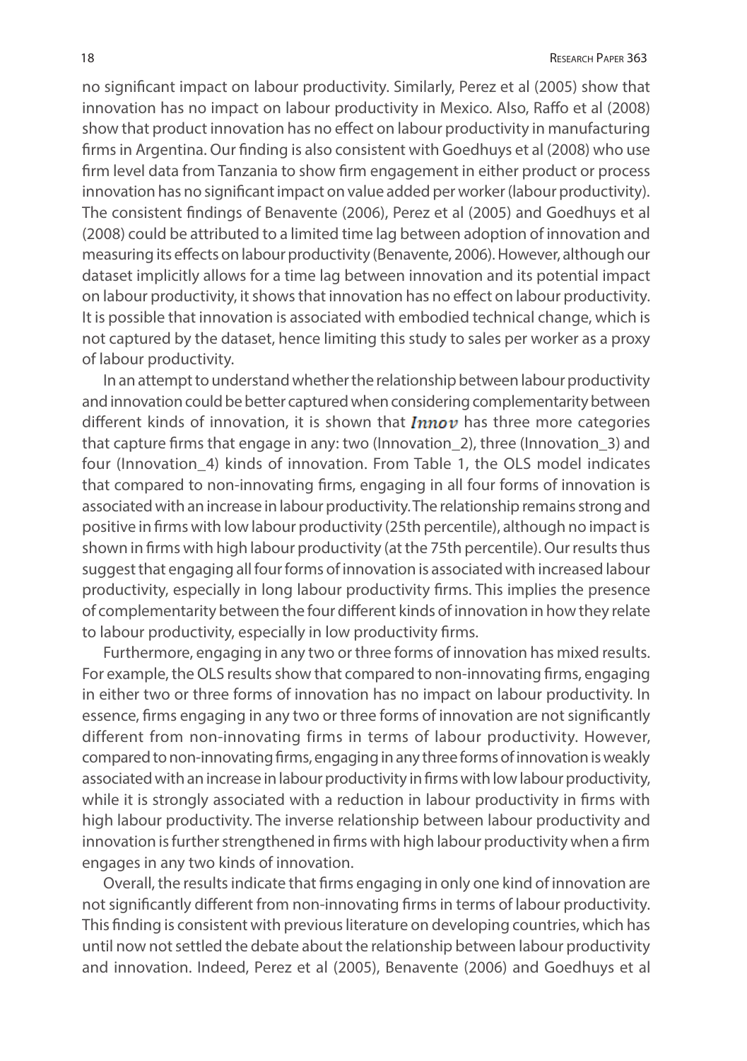no significant impact on labour productivity. Similarly, Perez et al (2005) show that innovation has no impact on labour productivity in Mexico. Also, Raffo et al (2008) show that product innovation has no effect on labour productivity in manufacturing firms in Argentina. Our finding is also consistent with Goedhuys et al (2008) who use firm level data from Tanzania to show firm engagement in either product or process innovation has no significant impact on value added per worker (labour productivity). The consistent findings of Benavente (2006), Perez et al (2005) and Goedhuys et al (2008) could be attributed to a limited time lag between adoption of innovation and measuring its effects on labour productivity (Benavente, 2006). However, although our dataset implicitly allows for a time lag between innovation and its potential impact on labour productivity, it shows that innovation has no effect on labour productivity. It is possible that innovation is associated with embodied technical change, which is not captured by the dataset, hence limiting this study to sales per worker as a proxy of labour productivity.

In an attempt to understand whether the relationship between labour productivity and innovation could be better captured when considering complementarity between different kinds of innovation, it is shown that $\boldsymbol{Innov}$ has three more categories that capture firms that engage in any: two (Innovation_2), three (Innovation_3) and four (Innovation_4) kinds of innovation. From Table 1, the OLS model indicates that compared to non-innovating firms, engaging in all four forms of innovation is associated with an increase in labour productivity. The relationship remains strong and positive in firms with low labour productivity (25th percentile), although no impact is shown in firms with high labour productivity (at the 75th percentile). Our results thus suggest that engaging all four forms of innovation is associated with increased labour productivity, especially in long labour productivity firms. This implies the presence of complementarity between the four different kinds of innovation in how they relate to labour productivity, especially in low productivity firms.

Furthermore, engaging in any two or three forms of innovation has mixed results. For example, the OLS results show that compared to non-innovating firms, engaging in either two or three forms of innovation has no impact on labour productivity. In essence, firms engaging in any two or three forms of innovation are not significantly different from non-innovating firms in terms of labour productivity. However, compared to non-innovating firms, engaging in any three forms of innovation is weakly associated with an increase in labour productivity in firms with low labour productivity, while it is strongly associated with a reduction in labour productivity in firms with high labour productivity. The inverse relationship between labour productivity and innovation is further strengthened in firms with high labour productivity when a firm engages in any two kinds of innovation.

Overall, the results indicate that firms engaging in only one kind of innovation are not significantly different from non-innovating firms in terms of labour productivity. This finding is consistent with previous literature on developing countries, which has until now not settled the debate about the relationship between labour productivity and innovation. Indeed, Perez et al (2005), Benavente (2006) and Goedhuys et al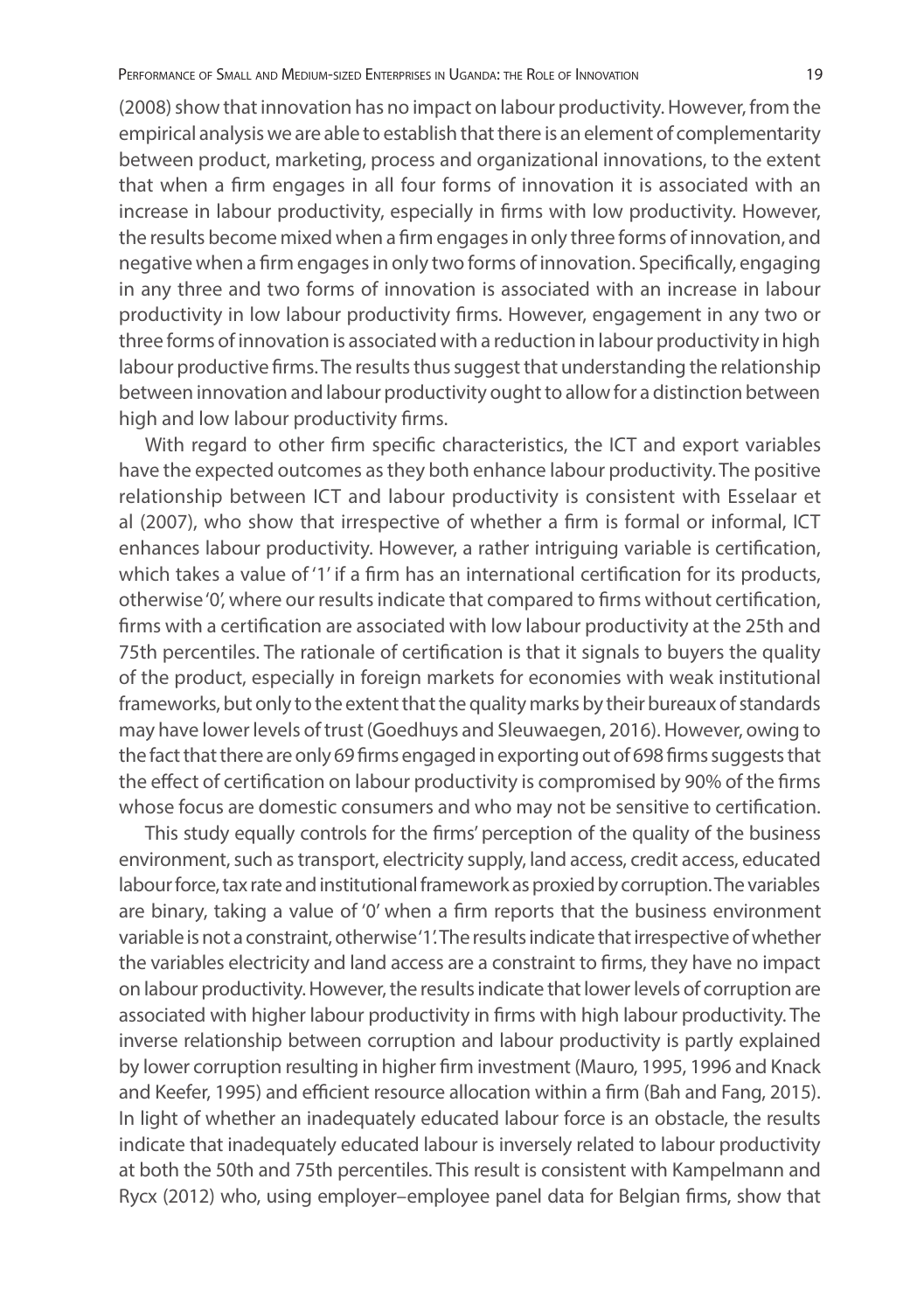(2008) show that innovation has no impact on labour productivity. However, from the empirical analysis we are able to establish that there is an element of complementarity between product, marketing, process and organizational innovations, to the extent that when a firm engages in all four forms of innovation it is associated with an increase in labour productivity, especially in firms with low productivity. However, the results become mixed when a firm engages in only three forms of innovation, and negative when a firm engages in only two forms of innovation. Specifically, engaging in any three and two forms of innovation is associated with an increase in labour productivity in low labour productivity firms. However, engagement in any two or three forms of innovation is associated with a reduction in labour productivity in high labour productive firms. The results thus suggest that understanding the relationship between innovation and labour productivity ought to allow for a distinction between high and low labour productivity firms.

With regard to other firm specific characteristics, the ICT and export variables have the expected outcomes as they both enhance labour productivity. The positive relationship between ICT and labour productivity is consistent with Esselaar et al (2007), who show that irrespective of whether a firm is formal or informal, ICT enhances labour productivity. However, a rather intriguing variable is certification, which takes a value of '1' if a firm has an international certification for its products, otherwise '0', where our results indicate that compared to firms without certification, firms with a certification are associated with low labour productivity at the 25th and 75th percentiles. The rationale of certification is that it signals to buyers the quality of the product, especially in foreign markets for economies with weak institutional frameworks, but only to the extent that the quality marks by their bureaux of standards may have lower levels of trust (Goedhuys and Sleuwaegen, 2016). However, owing to the fact that there are only 69 firms engaged in exporting out of 698 firms suggests that the effect of certification on labour productivity is compromised by 90% of the firms whose focus are domestic consumers and who may not be sensitive to certification.

This study equally controls for the firms' perception of the quality of the business environment, such as transport, electricity supply, land access, credit access, educated labour force, tax rate and institutional framework as proxied by corruption. The variables are binary, taking a value of '0' when a firm reports that the business environment variable is not a constraint, otherwise '1'. The results indicate that irrespective of whether the variables electricity and land access are a constraint to firms, they have no impact on labour productivity. However, the results indicate that lower levels of corruption are associated with higher labour productivity in firms with high labour productivity. The inverse relationship between corruption and labour productivity is partly explained by lower corruption resulting in higher firm investment (Mauro, 1995, 1996 and Knack and Keefer, 1995) and efficient resource allocation within a firm (Bah and Fang, 2015). In light of whether an inadequately educated labour force is an obstacle, the results indicate that inadequately educated labour is inversely related to labour productivity at both the 50th and 75th percentiles. This result is consistent with Kampelmann and Rycx (2012) who, using employer–employee panel data for Belgian firms, show that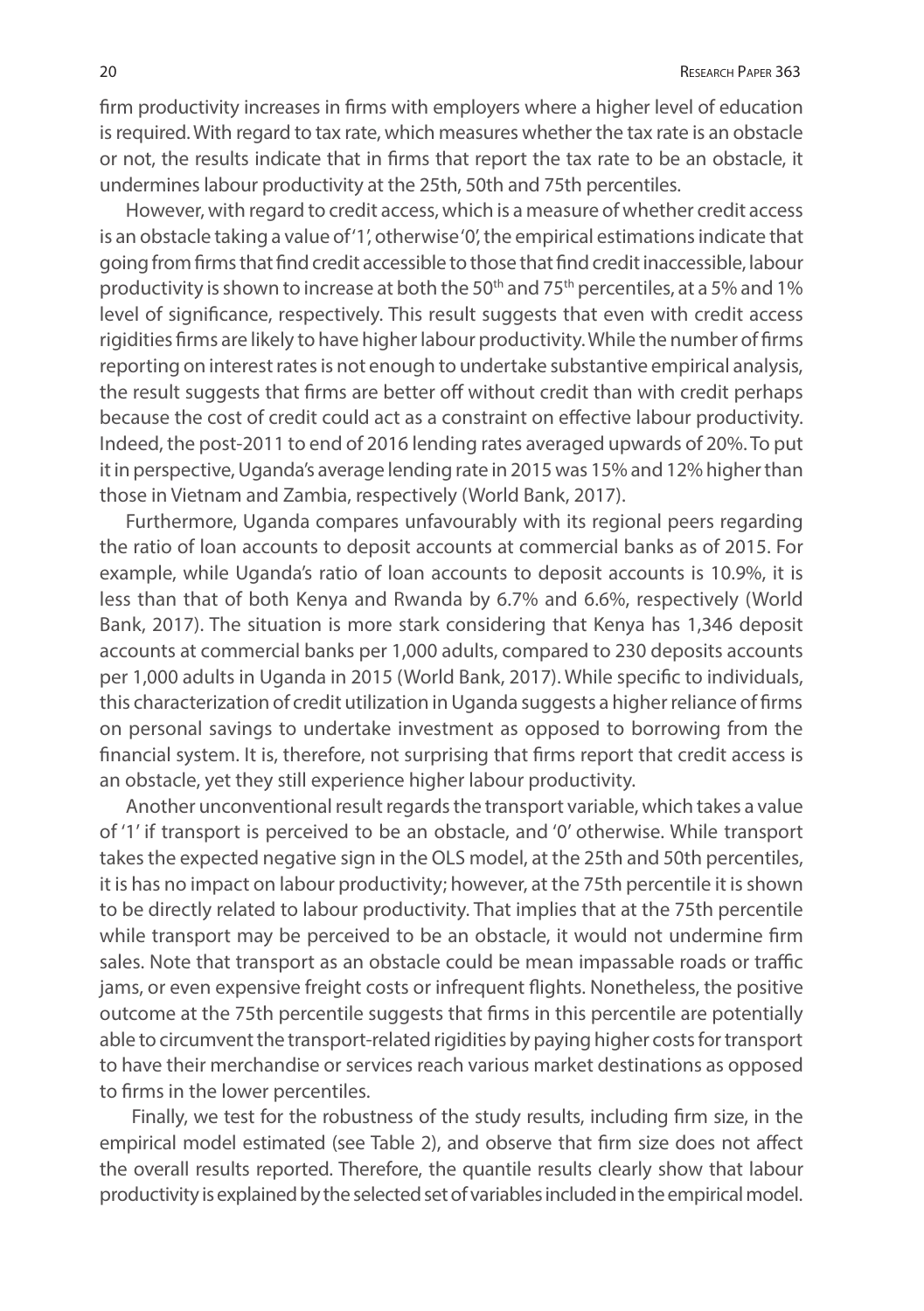firm productivity increases in firms with employers where a higher level of education is required. With regard to tax rate, which measures whether the tax rate is an obstacle or not, the results indicate that in firms that report the tax rate to be an obstacle, it undermines labour productivity at the 25th, 50th and 75th percentiles.

However, with regard to credit access, which is a measure of whether credit access is an obstacle taking a value of '1', otherwise '0', the empirical estimations indicate that going from firms that find credit accessible to those that find credit inaccessible, labour productivity is shown to increase at both the 50th and 75th percentiles, at a 5% and 1% level of significance, respectively. This result suggests that even with credit access rigidities firms are likely to have higher labour productivity. While the number of firms reporting on interest rates is not enough to undertake substantive empirical analysis, the result suggests that firms are better off without credit than with credit perhaps because the cost of credit could act as a constraint on effective labour productivity. Indeed, the post-2011 to end of 2016 lending rates averaged upwards of 20%. To put it in perspective, Uganda's average lending rate in 2015 was 15% and 12% higher than those in Vietnam and Zambia, respectively (World Bank, 2017).

Furthermore, Uganda compares unfavourably with its regional peers regarding the ratio of loan accounts to deposit accounts at commercial banks as of 2015. For example, while Uganda's ratio of loan accounts to deposit accounts is 10.9%, it is less than that of both Kenya and Rwanda by 6.7% and 6.6%, respectively (World Bank, 2017). The situation is more stark considering that Kenya has 1,346 deposit accounts at commercial banks per 1,000 adults, compared to 230 deposits accounts per 1,000 adults in Uganda in 2015 (World Bank, 2017). While specific to individuals, this characterization of credit utilization in Uganda suggests a higher reliance of firms on personal savings to undertake investment as opposed to borrowing from the financial system. It is, therefore, not surprising that firms report that credit access is an obstacle, yet they still experience higher labour productivity.

Another unconventional result regards the transport variable, which takes a value of '1' if transport is perceived to be an obstacle, and '0' otherwise. While transport takes the expected negative sign in the OLS model, at the 25th and 50th percentiles, it is has no impact on labour productivity; however, at the 75th percentile it is shown to be directly related to labour productivity. That implies that at the 75th percentile while transport may be perceived to be an obstacle, it would not undermine firm sales. Note that transport as an obstacle could be mean impassable roads or traffic jams, or even expensive freight costs or infrequent flights. Nonetheless, the positive outcome at the 75th percentile suggests that firms in this percentile are potentially able to circumvent the transport-related rigidities by paying higher costs for transport to have their merchandise or services reach various market destinations as opposed to firms in the lower percentiles.

Finally, we test for the robustness of the study results, including firm size, in the empirical model estimated (see Table 2), and observe that firm size does not affect the overall results reported. Therefore, the quantile results clearly show that labour productivity is explained by the selected set of variables included in the empirical model.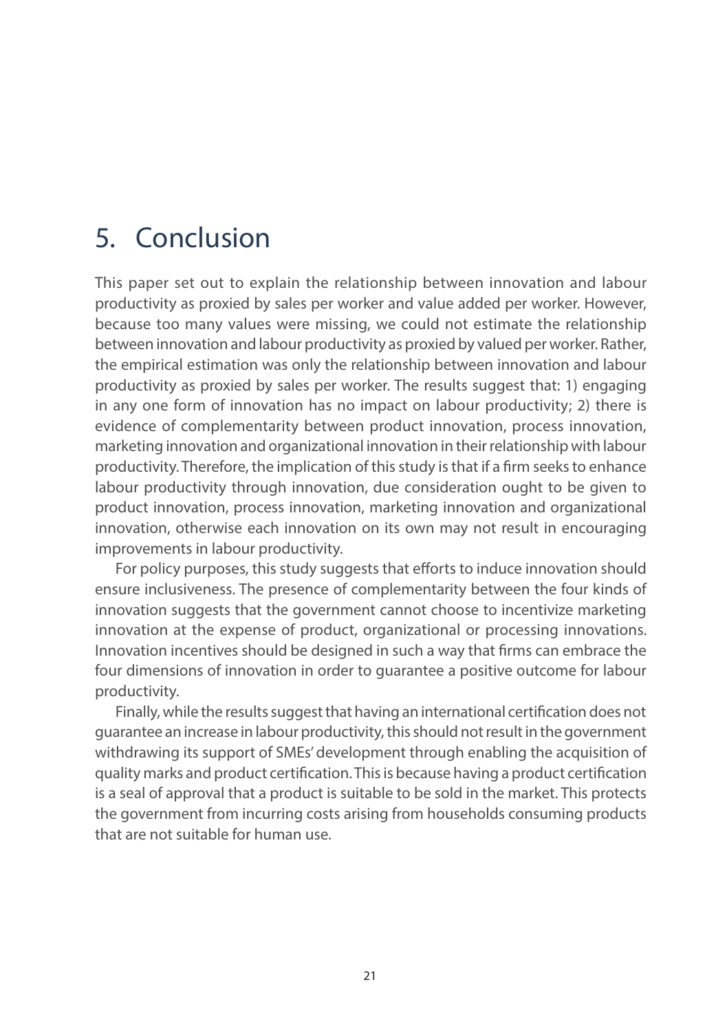# 5. Conclusion

This paper set out to explain the relationship between innovation and labour productivity as proxied by sales per worker and value added per worker. However, because too many values were missing, we could not estimate the relationship between innovation and labour productivity as proxied by valued per worker. Rather, the empirical estimation was only the relationship between innovation and labour productivity as proxied by sales per worker. The results suggest that: 1) engaging in any one form of innovation has no impact on labour productivity; 2) there is evidence of complementarity between product innovation, process innovation, marketing innovation and organizational innovation in their relationship with labour productivity. Therefore, the implication of this study is that if a firm seeks to enhance labour productivity through innovation, due consideration ought to be given to product innovation, process innovation, marketing innovation and organizational innovation, otherwise each innovation on its own may not result in encouraging improvements in labour productivity.

For policy purposes, this study suggests that efforts to induce innovation should ensure inclusiveness. The presence of complementarity between the four kinds of innovation suggests that the government cannot choose to incentivize marketing innovation at the expense of product, organizational or processing innovations. Innovation incentives should be designed in such a way that firms can embrace the four dimensions of innovation in order to guarantee a positive outcome for labour productivity.

Finally, while the results suggest that having an international certification does not guarantee an increase in labour productivity, this should not result in the government withdrawing its support of SMEs' development through enabling the acquisition of quality marks and product certification. This is because having a product certification is a seal of approval that a product is suitable to be sold in the market. This protects the government from incurring costs arising from households consuming products that are not suitable for human use.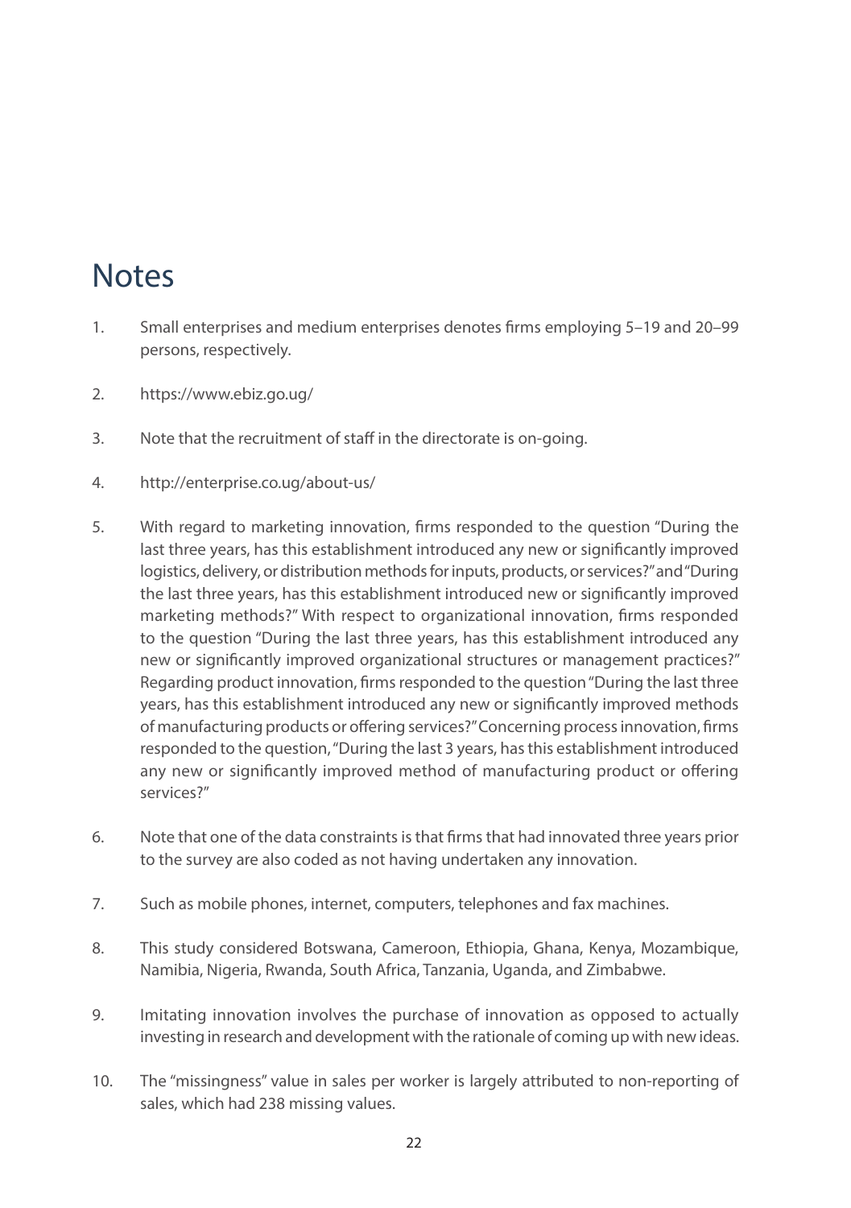# Notes

1. Small enterprises and medium enterprises denotes firms employing 5–19 and 20–99 persons, respectively.

2. https://www.ebiz.go.ug/

3. Note that the recruitment of staff in the directorate is on-going.

4. http://enterprise.co.ug/about-us/

5. With regard to marketing innovation, firms responded to the question "During the last three years, has this establishment introduced any new or significantly improved logistics, delivery, or distribution methods for inputs, products, or services?" and "During the last three years, has this establishment introduced new or significantly improved marketing methods?" With respect to organizational innovation, firms responded to the question "During the last three years, has this establishment introduced any new or significantly improved organizational structures or management practices?" Regarding product innovation, firms responded to the question "During the last three years, has this establishment introduced any new or significantly improved methods of manufacturing products or offering services?" Concerning process innovation, firms responded to the question, "During the last 3 years, has this establishment introduced any new or significantly improved method of manufacturing product or offering services?"

6. Note that one of the data constraints is that firms that had innovated three years prior to the survey are also coded as not having undertaken any innovation.

7. Such as mobile phones, internet, computers, telephones and fax machines.

8. This study considered Botswana, Cameroon, Ethiopia, Ghana, Kenya, Mozambique, Namibia, Nigeria, Rwanda, South Africa, Tanzania, Uganda, and Zimbabwe.

9. Imitating innovation involves the purchase of innovation as opposed to actually investing in research and development with the rationale of coming up with new ideas.

10. The "missingness" value in sales per worker is largely attributed to non-reporting of sales, which had 238 missing values.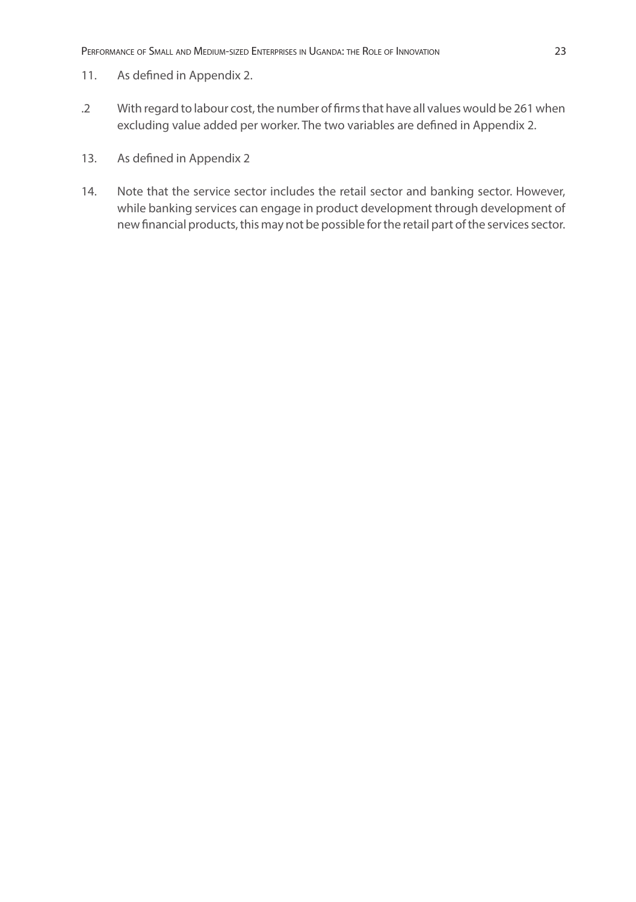11. As defined in Appendix 2.

.2 With regard to labour cost, the number of firms that have all values would be 261 when excluding value added per worker. The two variables are defined in Appendix 2.

13. As defined in Appendix 2

14. Note that the service sector includes the retail sector and banking sector. However, while banking services can engage in product development through development of new financial products, this may not be possible for the retail part of the services sector.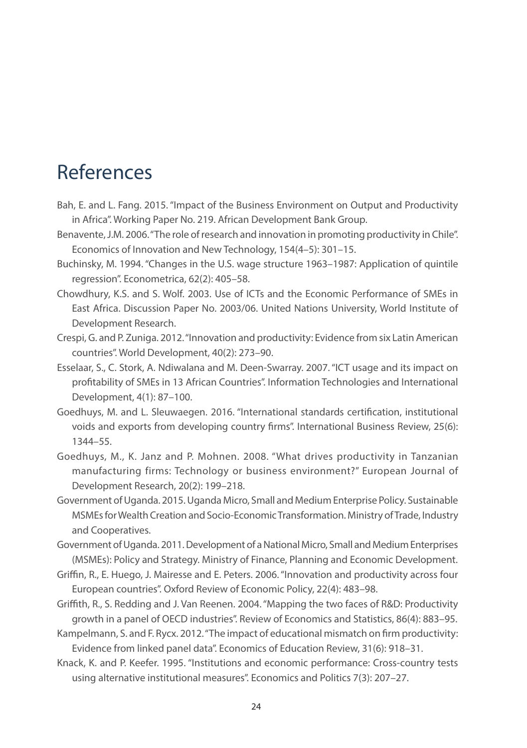# References

Bah, E. and L. Fang. 2015. "Impact of the Business Environment on Output and Productivity in Africa". Working Paper No. 219. African Development Bank Group.

Benavente, J.M. 2006. "The role of research and innovation in promoting productivity in Chile". Economics of Innovation and New Technology, 154(4–5): 301–15.

Buchinsky, M. 1994. "Changes in the U.S. wage structure 1963–1987: Application of quintile regression". Econometrica, 62(2): 405–58.

Chowdhury, K.S. and S. Wolf. 2003. Use of ICTs and the Economic Performance of SMEs in East Africa. Discussion Paper No. 2003/06. United Nations University, World Institute of Development Research.

Crespi, G. and P. Zuniga. 2012. "Innovation and productivity: Evidence from six Latin American countries". World Development, 40(2): 273–90.

Esselaar, S., C. Stork, A. Ndiwalana and M. Deen-Swarray. 2007. "ICT usage and its impact on profitability of SMEs in 13 African Countries". Information Technologies and International Development, 4(1): 87–100.

Goedhuys, M. and L. Sleuwaegen. 2016. "International standards certification, institutional voids and exports from developing country firms". International Business Review, 25(6): 1344–55.

Goedhuys, M., K. Janz and P. Mohnen. 2008. "What drives productivity in Tanzanian manufacturing firms: Technology or business environment?" European Journal of Development Research, 20(2): 199–218.

Government of Uganda. 2015. Uganda Micro, Small and Medium Enterprise Policy. Sustainable MSMEs for Wealth Creation and Socio-Economic Transformation. Ministry of Trade, Industry and Cooperatives.

Government of Uganda. 2011. Development of a National Micro, Small and Medium Enterprises (MSMEs): Policy and Strategy. Ministry of Finance, Planning and Economic Development.

Griffin, R., E. Huego, J. Mairesse and E. Peters. 2006. "Innovation and productivity across four European countries". Oxford Review of Economic Policy, 22(4): 483–98.

Griffith, R., S. Redding and J. Van Reenen. 2004. "Mapping the two faces of R&D: Productivity growth in a panel of OECD industries". Review of Economics and Statistics, 86(4): 883–95.

Kampelmann, S. and F. Rycx. 2012. "The impact of educational mismatch on firm productivity: Evidence from linked panel data". Economics of Education Review, 31(6): 918–31.

Knack, K. and P. Keefer. 1995. "Institutions and economic performance: Cross-country tests using alternative institutional measures". Economics and Politics 7(3): 207–27.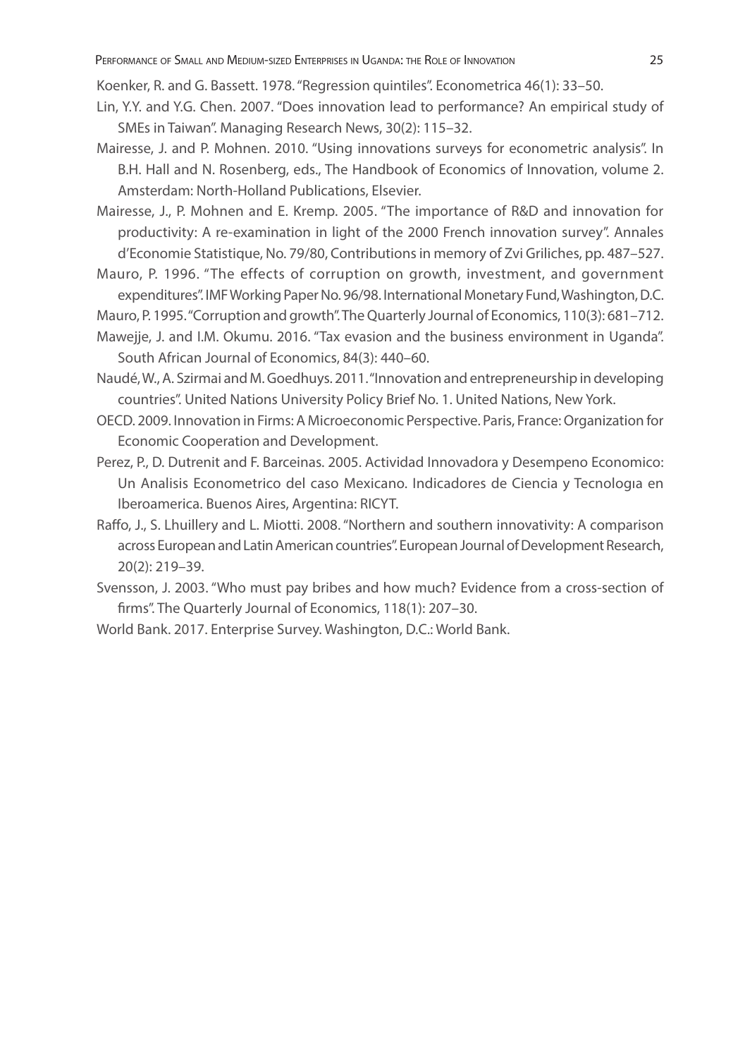Koenker, R. and G. Bassett. 1978. "Regression quintiles". Econometrica 46(1): 33–50.

Lin, Y.Y. and Y.G. Chen. 2007. "Does innovation lead to performance? An empirical study of SMEs in Taiwan". Managing Research News, 30(2): 115–32.

Mairesse, J. and P. Mohnen. 2010. "Using innovations surveys for econometric analysis". In B.H. Hall and N. Rosenberg, eds., The Handbook of Economics of Innovation, volume 2. Amsterdam: North-Holland Publications, Elsevier.

Mairesse, J., P. Mohnen and E. Kremp. 2005. "The importance of R&D and innovation for productivity: A re-examination in light of the 2000 French innovation survey". Annales d'Economie Statistique, No. 79/80, Contributions in memory of Zvi Griliches, pp. 487–527.

Mauro, P. 1996. "The effects of corruption on growth, investment, and government expenditures". IMF Working Paper No. 96/98. International Monetary Fund, Washington, D.C.

Mauro, P. 1995. "Corruption and growth". The Quarterly Journal of Economics, 110(3): 681–712.

Mawejje, J. and I.M. Okumu. 2016. "Tax evasion and the business environment in Uganda". South African Journal of Economics, 84(3): 440–60.

Naudé, W., A. Szirmai and M. Goedhuys. 2011. "Innovation and entrepreneurship in developing countries". United Nations University Policy Brief No. 1. United Nations, New York.

OECD. 2009. Innovation in Firms: A Microeconomic Perspective. Paris, France: Organization for Economic Cooperation and Development.

Perez, P., D. Dutrenit and F. Barceinas. 2005. Actividad Innovadora y Desempeno Economico: Un Analisis Econometrico del caso Mexicano. Indicadores de Ciencia y Tecnologıa en Iberoamerica. Buenos Aires, Argentina: RICYT.

Raffo, J., S. Lhuillery and L. Miotti. 2008. "Northern and southern innovativity: A comparison across European and Latin American countries". European Journal of Development Research, 20(2): 219–39.

Svensson, J. 2003. "Who must pay bribes and how much? Evidence from a cross-section of firms". The Quarterly Journal of Economics, 118(1): 207–30.

World Bank. 2017. Enterprise Survey. Washington, D.C.: World Bank.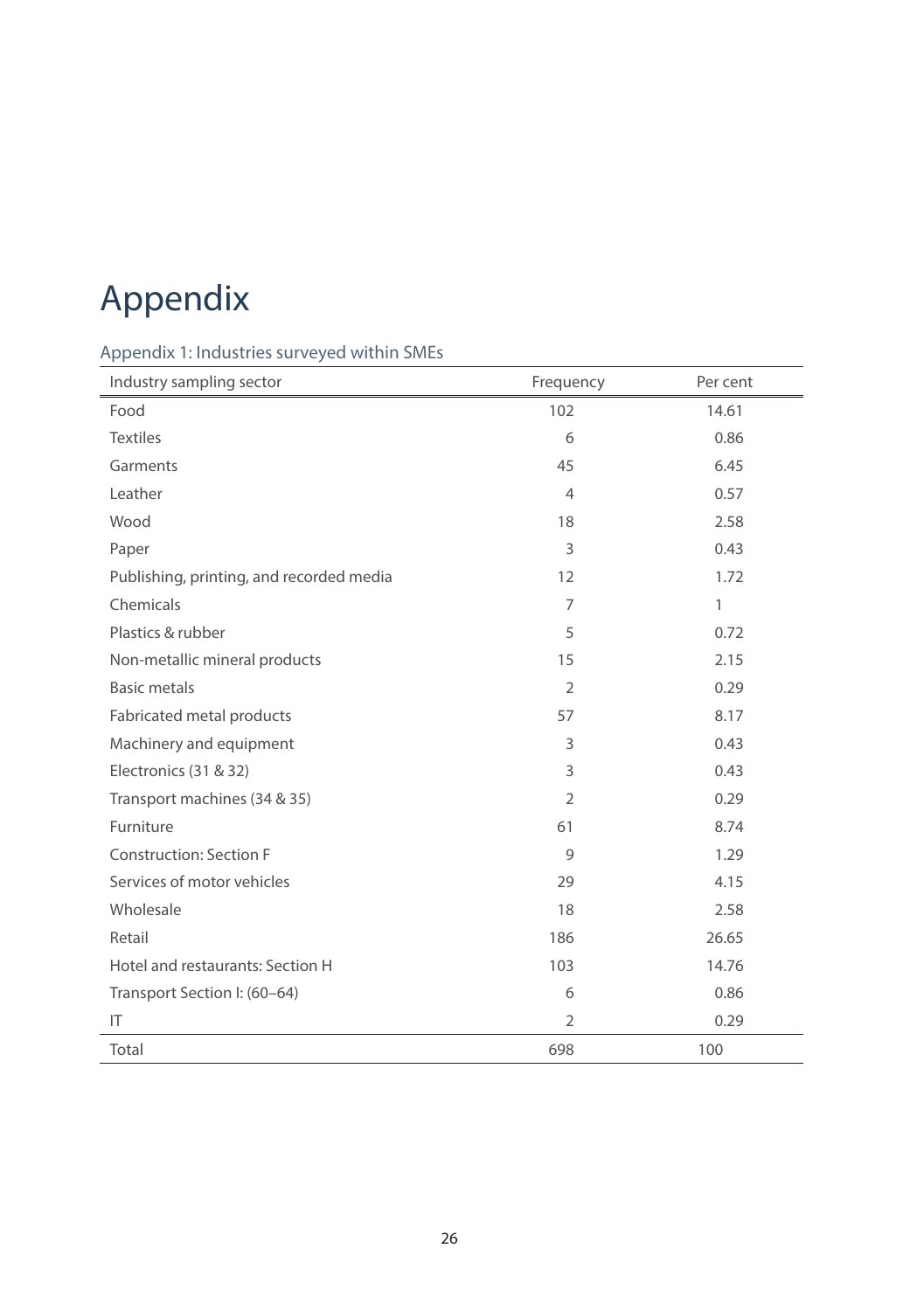# Appendix

## Appendix 1: Industries surveyed within SMEs

| Industry sampling sector | Frequency | Per cent |
|---|---|---|
| Food | 102 | 14.61 |
| Textiles | 6 | 0.86 |
| Garments | 45 | 6.45 |
| Leather | 4 | 0.57 |
| Wood | 18 | 2.58 |
| Paper | 3 | 0.43 |
| Publishing, printing, and recorded media | 12 | 1.72 |
| Chemicals | 7 | 1 |
| Plastics & rubber | 5 | 0.72 |
| Non-metallic mineral products | 15 | 2.15 |
| Basic metals | 2 | 0.29 |
| Fabricated metal products | 57 | 8.17 |
| Machinery and equipment | 3 | 0.43 |
| Electronics (31 & 32) | 3 | 0.43 |
| Transport machines (34 & 35) | 2 | 0.29 |
| Furniture | 61 | 8.74 |
| Construction: Section F | 9 | 1.29 |
| Services of motor vehicles | 29 | 4.15 |
| Wholesale | 18 | 2.58 |
| Retail | 186 | 26.65 |
| Hotel and restaurants: Section H | 103 | 14.76 |
| Transport Section I: (60–64) | 6 | 0.86 |
| IT | 2 | 0.29 |
| Total | 698 | 100 |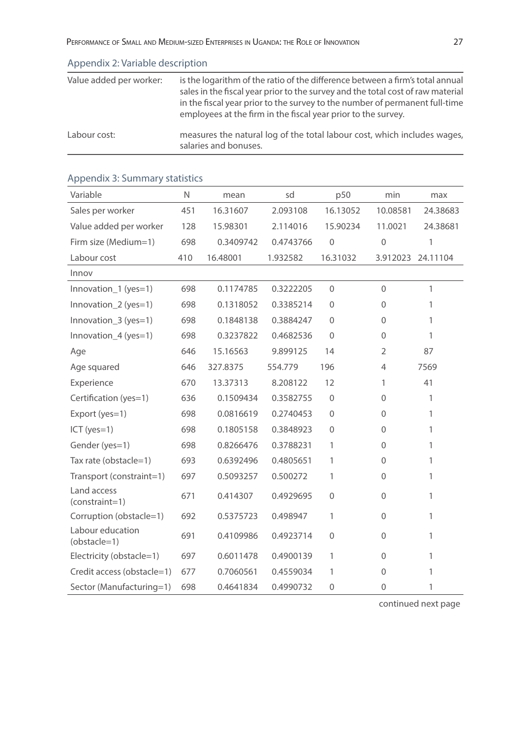## Appendix 2: Variable description

| | |
|---|---|
| Value added per worker: | is the logarithm of the ratio of the difference between a firm's total annual sales in the fiscal year prior to the survey and the total cost of raw material in the fiscal year prior to the survey to the number of permanent full-time employees at the firm in the fiscal year prior to the survey. |
| Labour cost: | measures the natural log of the total labour cost, which includes wages, salaries and bonuses. |

## Appendix 3: Summary statistics

| Variable | N | mean | sd | p50 | min | max |
|---|---|---|---|---|---|---|
| Sales per worker | 451 | 16.31607 | 2.093108 | 16.13052 | 10.08581 | 24.38683 |
| Value added per worker | 128 | 15.98301 | 2.114016 | 15.90234 | 11.0021 | 24.38681 |
| Firm size (Medium=1) | 698 | 0.3409742 | 0.4743766 | 0 | 0 | 1 |
| Labour cost | 410 | 16.48001 | 1.932582 | 16.31032 | 3.912023 | 24.11104 |
| Innov | | | | | | |
| Innovation_1 (yes=1) | 698 | 0.1174785 | 0.3222205 | 0 | 0 | 1 |
| Innovation_2 (yes=1) | 698 | 0.1318052 | 0.3385214 | 0 | 0 | 1 |
| Innovation_3 (yes=1) | 698 | 0.1848138 | 0.3884247 | 0 | 0 | 1 |
| Innovation_4 (yes=1) | 698 | 0.3237822 | 0.4682536 | 0 | 0 | 1 |
| Age | 646 | 15.16563 | 9.899125 | 14 | 2 | 87 |
| Age squared | 646 | 327.8375 | 554.779 | 196 | 4 | 7569 |
| Experience | 670 | 13.37313 | 8.208122 | 12 | 1 | 41 |
| Certification (yes=1) | 636 | 0.1509434 | 0.3582755 | 0 | 0 | 1 |
| Export (yes=1) | 698 | 0.0816619 | 0.2740453 | 0 | 0 | 1 |
| ICT (yes=1) | 698 | 0.1805158 | 0.3848923 | 0 | 0 | 1 |
| Gender (yes=1) | 698 | 0.8266476 | 0.3788231 | 1 | 0 | 1 |
| Tax rate (obstacle=1) | 693 | 0.6392496 | 0.4805651 | 1 | 0 | 1 |
| Transport (constraint=1) | 697 | 0.5093257 | 0.500272 | 1 | 0 | 1 |
| Land access (constraint=1) | 671 | 0.414307 | 0.4929695 | 0 | 0 | 1 |
| Corruption (obstacle=1) | 692 | 0.5375723 | 0.498947 | 1 | 0 | 1 |
| Labour education (obstacle=1) | 691 | 0.4109986 | 0.4923714 | 0 | 0 | 1 |
| Electricity (obstacle=1) | 697 | 0.6011478 | 0.4900139 | 1 | 0 | 1 |
| Credit access (obstacle=1) | 677 | 0.7060561 | 0.4559034 | 1 | 0 | 1 |
| Sector (Manufacturing=1) | 698 | 0.4641834 | 0.4990732 | 0 | 0 | 1 |

continued next page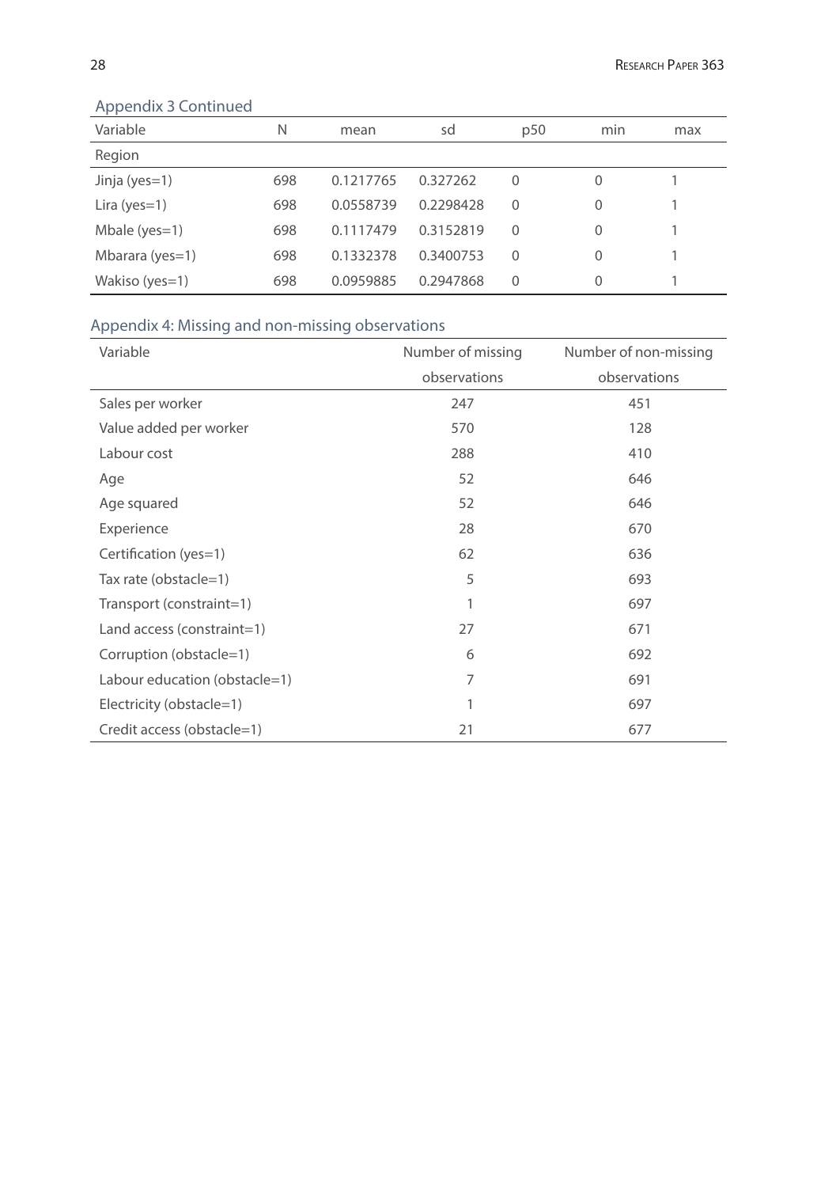Appendix 3 Continued

| Variable | N | mean | sd | p50 | min | max |
|---|---|---|---|---|---|---|
| Region | | | | | | |
| Jinja (yes=1) | 698 | 0.1217765 | 0.327262 | 0 | 0 | 1 |
| Lira (yes=1) | 698 | 0.0558739 | 0.2298428 | 0 | 0 | 1 |
| Mbale (yes=1) | 698 | 0.1117479 | 0.3152819 | 0 | 0 | 1 |
| Mbarara (yes=1) | 698 | 0.1332378 | 0.3400753 | 0 | 0 | 1 |
| Wakiso (yes=1) | 698 | 0.0959885 | 0.2947868 | 0 | 0 | 1 |

## Appendix 4: Missing and non-missing observations

| Variable | Number of missing observations | Number of non-missing observations |
|---|---|---|
| Sales per worker | 247 | 451 |
| Value added per worker | 570 | 128 |
| Labour cost | 288 | 410 |
| Age | 52 | 646 |
| Age squared | 52 | 646 |
| Experience | 28 | 670 |
| Certification (yes=1) | 62 | 636 |
| Tax rate (obstacle=1) | 5 | 693 |
| Transport (constraint=1) | 1 | 697 |
| Land access (constraint=1) | 27 | 671 |
| Corruption (obstacle=1) | 6 | 692 |
| Labour education (obstacle=1) | 7 | 691 |
| Electricity (obstacle=1) | 1 | 697 |
| Credit access (obstacle=1) | 21 | 677 |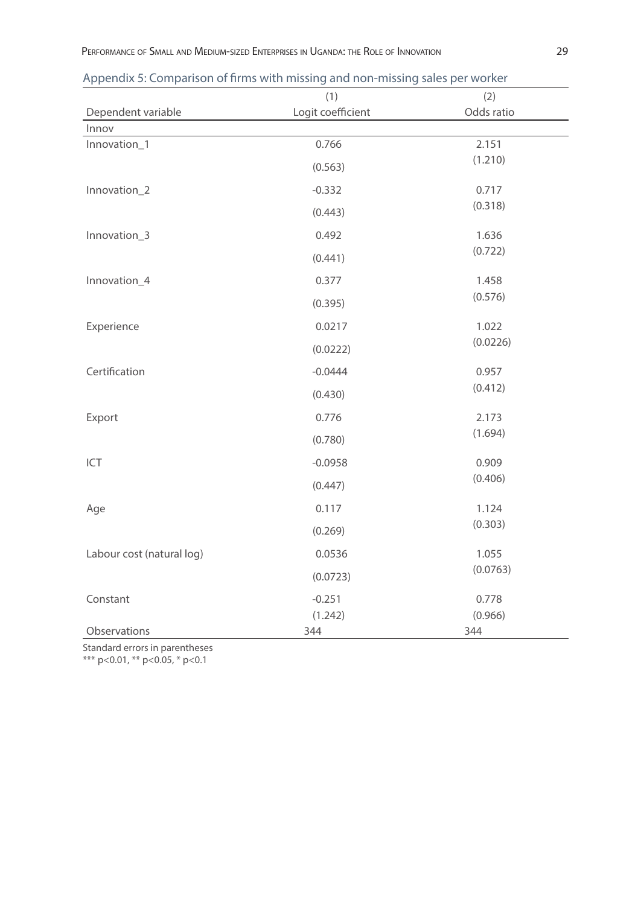## Appendix 5: Comparison of firms with missing and non-missing sales per worker

| | (1) | (2) |
|---|---|---|
| Dependent variable | Logit coefficient | Odds ratio |
| Innov | | |
| Innovation_1 | 0.766 | 2.151 |
| | (0.563) | (1.210) |
| Innovation_2 | -0.332 | 0.717 |
| | (0.443) | (0.318) |
| Innovation_3 | 0.492 | 1.636 |
| | (0.441) | (0.722) |
| Innovation_4 | 0.377 | 1.458 |
| | (0.395) | (0.576) |
| Experience | 0.0217 | 1.022 |
| | (0.0222) | (0.0226) |
| Certification | -0.0444 | 0.957 |
| | (0.430) | (0.412) |
| Export | 0.776 | 2.173 |
| | (0.780) | (1.694) |
| ICT | -0.0958 | 0.909 |
| | (0.447) | (0.406) |
| Age | 0.117 | 1.124 |
| | (0.269) | (0.303) |
| Labour cost (natural log) | 0.0536 | 1.055 |
| | (0.0723) | (0.0763) |
| Constant | -0.251 | 0.778 |
| | (1.242) | (0.966) |
| Observations | 344 | 344 |

Standard errors in parentheses
*** p<0.01, ** p<0.05, * p<0.1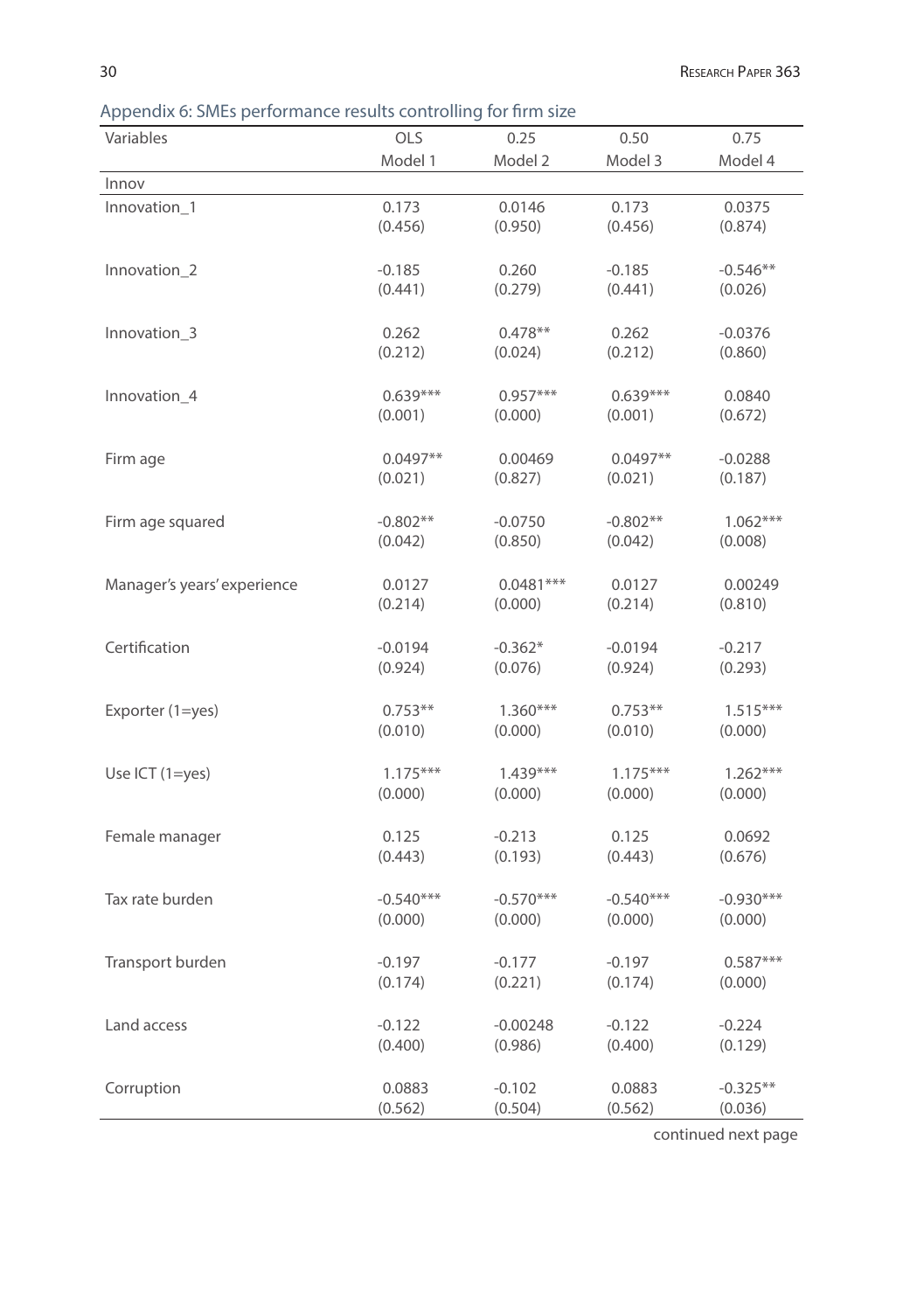Appendix 6: SMEs performance results controlling for firm size

| Variables | OLS | 0.25 | 0.50 | 0.75 |
|---|---|---|---|---|
| | Model 1 | Model 2 | Model 3 | Model 4 |
| Innov | | | | |
| Innovation_1 | 0.173 | 0.0146 | 0.173 | 0.0375 |
| | (0.456) | (0.950) | (0.456) | (0.874) |
| Innovation_2 | -0.185 | 0.260 | -0.185 | -0.546** |
| | (0.441) | (0.279) | (0.441) | (0.026) |
| Innovation_3 | 0.262 | 0.478** | 0.262 | -0.0376 |
| | (0.212) | (0.024) | (0.212) | (0.860) |
| Innovation_4 | 0.639*** | 0.957*** | 0.639*** | 0.0840 |
| | (0.001) | (0.000) | (0.001) | (0.672) |
| Firm age | 0.0497** | 0.00469 | 0.0497** | -0.0288 |
| | (0.021) | (0.827) | (0.021) | (0.187) |
| Firm age squared | -0.802** | -0.0750 | -0.802** | 1.062*** |
| | (0.042) | (0.850) | (0.042) | (0.008) |
| Manager's years' experience | 0.0127 | 0.0481*** | 0.0127 | 0.00249 |
| | (0.214) | (0.000) | (0.214) | (0.810) |
| Certification | -0.0194 | -0.362* | -0.0194 | -0.217 |
| | (0.924) | (0.076) | (0.924) | (0.293) |
| Exporter (1=yes) | 0.753** | 1.360*** | 0.753** | 1.515*** |
| | (0.010) | (0.000) | (0.010) | (0.000) |
| Use ICT (1=yes) | 1.175*** | 1.439*** | 1.175*** | 1.262*** |
| | (0.000) | (0.000) | (0.000) | (0.000) |
| Female manager | 0.125 | -0.213 | 0.125 | 0.0692 |
| | (0.443) | (0.193) | (0.443) | (0.676) |
| Tax rate burden | -0.540*** | -0.570*** | -0.540*** | -0.930*** |
| | (0.000) | (0.000) | (0.000) | (0.000) |
| Transport burden | -0.197 | -0.177 | -0.197 | 0.587*** |
| | (0.174) | (0.221) | (0.174) | (0.000) |
| Land access | -0.122 | -0.00248 | -0.122 | -0.224 |
| | (0.400) | (0.986) | (0.400) | (0.129) |
| Corruption | 0.0883 | -0.102 | 0.0883 | -0.325** |
| | (0.562) | (0.504) | (0.562) | (0.036) |

continued next page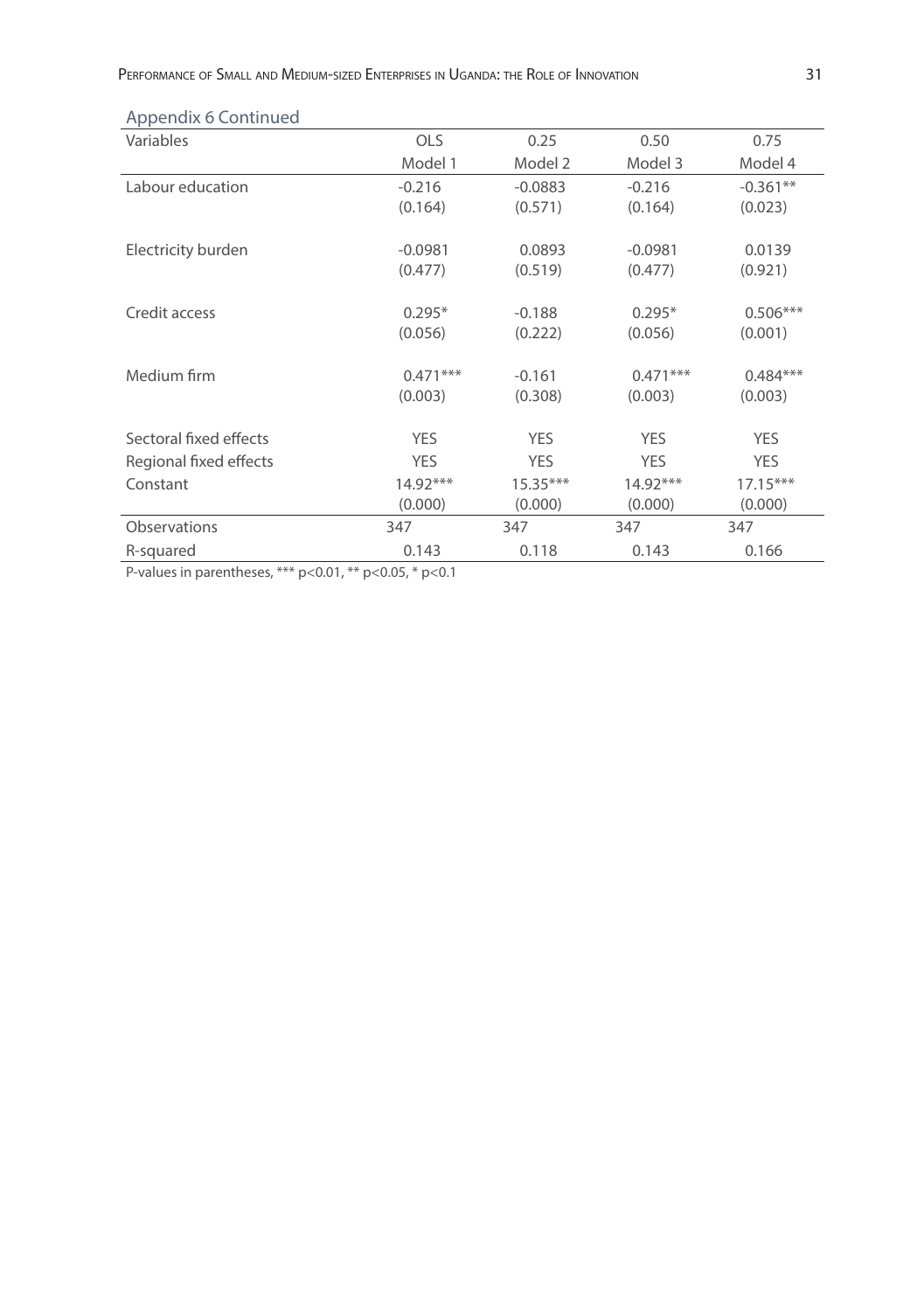Appendix 6 Continued

| Variables | OLS | 0.25 | 0.50 | 0.75 |
|---|---|---|---|---|
| | Model 1 | Model 2 | Model 3 | Model 4 |
| Labour education | -0.216 | -0.0883 | -0.216 | -0.361** |
| | (0.164) | (0.571) | (0.164) | (0.023) |
| Electricity burden | -0.0981 | 0.0893 | -0.0981 | 0.0139 |
| | (0.477) | (0.519) | (0.477) | (0.921) |
| Credit access | 0.295* | -0.188 | 0.295* | 0.506*** |
| | (0.056) | (0.222) | (0.056) | (0.001) |
| Medium firm | 0.471*** | -0.161 | 0.471*** | 0.484*** |
| | (0.003) | (0.308) | (0.003) | (0.003) |
| Sectoral fixed effects | YES | YES | YES | YES |
| Regional fixed effects | YES | YES | YES | YES |
| Constant | 14.92*** | 15.35*** | 14.92*** | 17.15*** |
| | (0.000) | (0.000) | (0.000) | (0.000) |
| Observations | 347 | 347 | 347 | 347 |
| R-squared | 0.143 | 0.118 | 0.143 | 0.166 |

P-values in parentheses, *** p<0.01, ** p<0.05, * p<0.1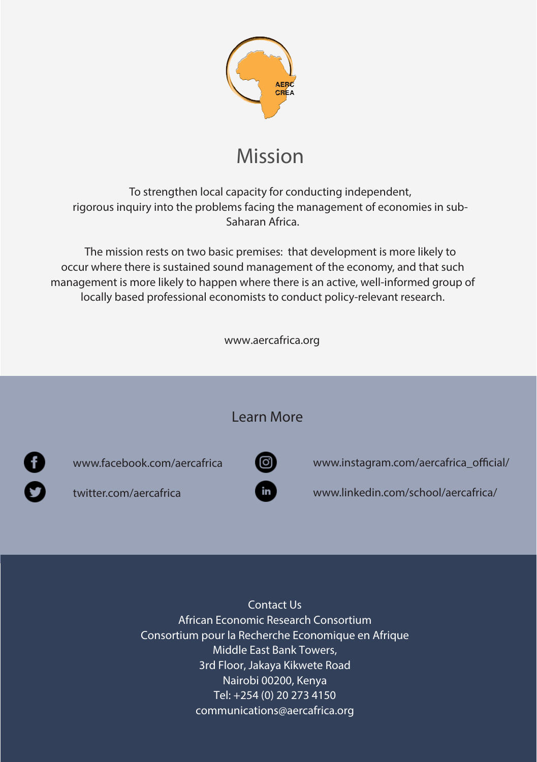# Mission

To strengthen local capacity for conducting independent, rigorous inquiry into the problems facing the management of economies in sub-Saharan Africa.

The mission rests on two basic premises: that development is more likely to occur where there is sustained sound management of the economy, and that such management is more likely to happen where there is an active, well-informed group of locally based professional economists to conduct policy-relevant research.

www.aercafrica.org

## Learn More

www.facebook.com/aercafrica

twitter.com/aercafrica

www.instagram.com/aercafrica_official/

www.linkedin.com/school/aercafrica/

Contact Us
African Economic Research Consortium
Consortium pour la Recherche Economique en Afrique
Middle East Bank Towers,
3rd Floor, Jakaya Kikwete Road
Nairobi 00200, Kenya
Tel: +254 (0) 20 273 4150
communications@aercafrica.org